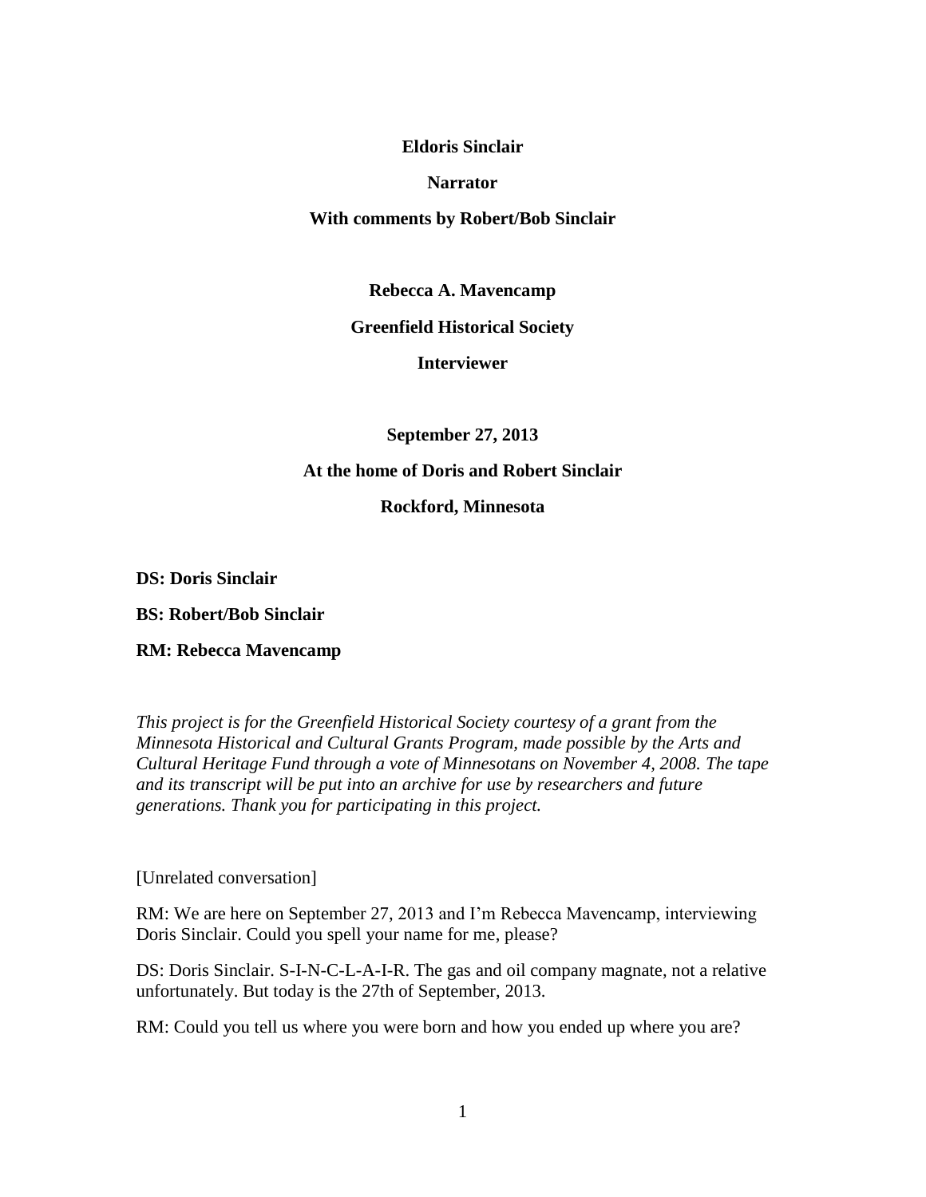**Eldoris Sinclair**

**Narrator**

**With comments by Robert/Bob Sinclair**

**Rebecca A. Mavencamp**

**Greenfield Historical Society**

**Interviewer**

**September 27, 2013**

**At the home of Doris and Robert Sinclair**

**Rockford, Minnesota**

**DS: Doris Sinclair**

**BS: Robert/Bob Sinclair**

**RM: Rebecca Mavencamp**

*This project is for the Greenfield Historical Society courtesy of a grant from the Minnesota Historical and Cultural Grants Program, made possible by the Arts and Cultural Heritage Fund through a vote of Minnesotans on November 4, 2008. The tape and its transcript will be put into an archive for use by researchers and future generations. Thank you for participating in this project.*

[Unrelated conversation]

RM: We are here on September 27, 2013 and I'm Rebecca Mavencamp, interviewing Doris Sinclair. Could you spell your name for me, please?

DS: Doris Sinclair. S-I-N-C-L-A-I-R. The gas and oil company magnate, not a relative unfortunately. But today is the 27th of September, 2013.

RM: Could you tell us where you were born and how you ended up where you are?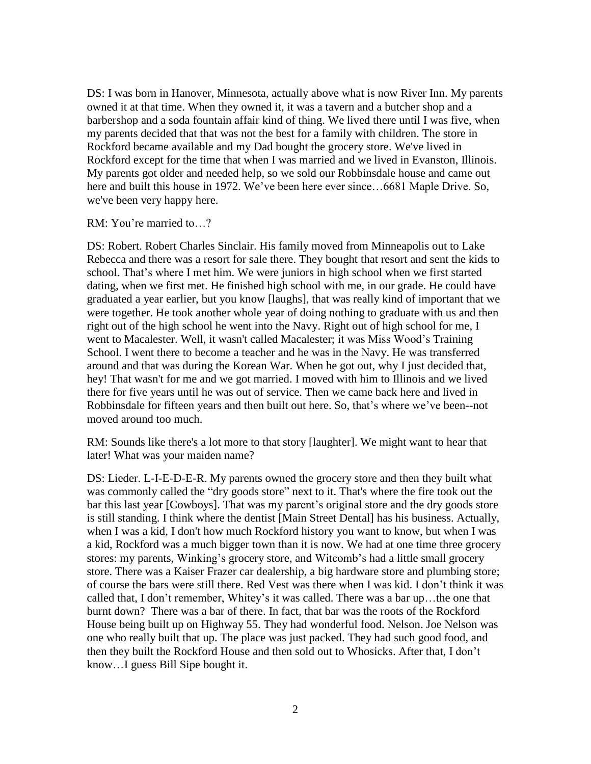DS: I was born in Hanover, Minnesota, actually above what is now River Inn. My parents owned it at that time. When they owned it, it was a tavern and a butcher shop and a barbershop and a soda fountain affair kind of thing. We lived there until I was five, when my parents decided that that was not the best for a family with children. The store in Rockford became available and my Dad bought the grocery store. We've lived in Rockford except for the time that when I was married and we lived in Evanston, Illinois. My parents got older and needed help, so we sold our Robbinsdale house and came out here and built this house in 1972. We've been here ever since…6681 Maple Drive. So, we've been very happy here.

RM: You're married to…?

DS: Robert. Robert Charles Sinclair. His family moved from Minneapolis out to Lake Rebecca and there was a resort for sale there. They bought that resort and sent the kids to school. That's where I met him. We were juniors in high school when we first started dating, when we first met. He finished high school with me, in our grade. He could have graduated a year earlier, but you know [laughs], that was really kind of important that we were together. He took another whole year of doing nothing to graduate with us and then right out of the high school he went into the Navy. Right out of high school for me, I went to Macalester. Well, it wasn't called Macalester; it was Miss Wood's Training School. I went there to become a teacher and he was in the Navy. He was transferred around and that was during the Korean War. When he got out, why I just decided that, hey! That wasn't for me and we got married. I moved with him to Illinois and we lived there for five years until he was out of service. Then we came back here and lived in Robbinsdale for fifteen years and then built out here. So, that's where we've been--not moved around too much.

RM: Sounds like there's a lot more to that story [laughter]. We might want to hear that later! What was your maiden name?

DS: Lieder. L-I-E-D-E-R. My parents owned the grocery store and then they built what was commonly called the "dry goods store" next to it. That's where the fire took out the bar this last year [Cowboys]. That was my parent's original store and the dry goods store is still standing. I think where the dentist [Main Street Dental] has his business. Actually, when I was a kid, I don't how much Rockford history you want to know, but when I was a kid, Rockford was a much bigger town than it is now. We had at one time three grocery stores: my parents, Winking's grocery store, and Witcomb's had a little small grocery store. There was a Kaiser Frazer car dealership, a big hardware store and plumbing store; of course the bars were still there. Red Vest was there when I was kid. I don't think it was called that, I don't remember, Whitey's it was called. There was a bar up…the one that burnt down? There was a bar of there. In fact, that bar was the roots of the Rockford House being built up on Highway 55. They had wonderful food. Nelson. Joe Nelson was one who really built that up. The place was just packed. They had such good food, and then they built the Rockford House and then sold out to Whosicks. After that, I don't know…I guess Bill Sipe bought it.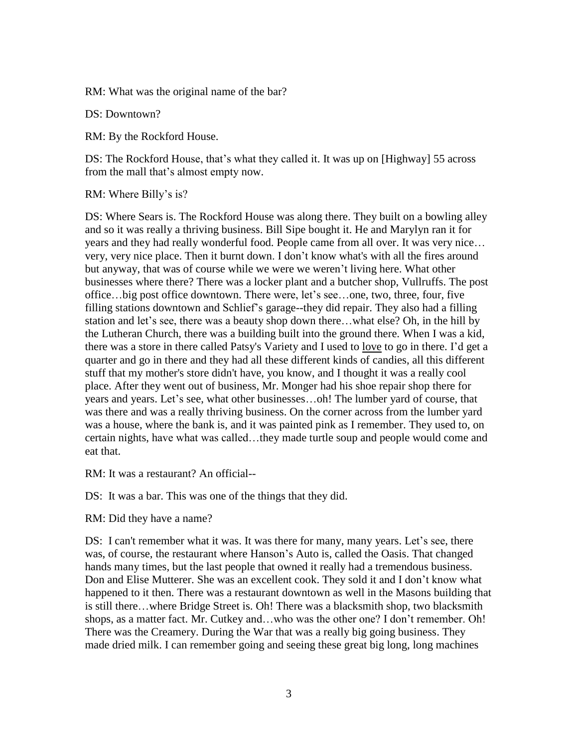RM: What was the original name of the bar?

DS: Downtown?

RM: By the Rockford House.

DS: The Rockford House, that's what they called it. It was up on [Highway] 55 across from the mall that's almost empty now.

RM: Where Billy's is?

DS: Where Sears is. The Rockford House was along there. They built on a bowling alley and so it was really a thriving business. Bill Sipe bought it. He and Marylyn ran it for years and they had really wonderful food. People came from all over. It was very nice… very, very nice place. Then it burnt down. I don't know what's with all the fires around but anyway, that was of course while we were we weren't living here. What other businesses where there? There was a locker plant and a butcher shop, Vullruffs. The post office…big post office downtown. There were, let's see…one, two, three, four, five filling stations downtown and Schlief's garage--they did repair. They also had a filling station and let's see, there was a beauty shop down there…what else? Oh, in the hill by the Lutheran Church, there was a building built into the ground there. When I was a kid, there was a store in there called Patsy's Variety and I used to <u>love</u> to go in there. I'd get a quarter and go in there and they had all these different kinds of candies, all this different stuff that my mother's store didn't have, you know, and I thought it was a really cool place. After they went out of business, Mr. Monger had his shoe repair shop there for years and years. Let's see, what other businesses…oh! The lumber yard of course, that was there and was a really thriving business. On the corner across from the lumber yard was a house, where the bank is, and it was painted pink as I remember. They used to, on certain nights, have what was called…they made turtle soup and people would come and eat that.

RM: It was a restaurant? An official--

DS: It was a bar. This was one of the things that they did.

RM: Did they have a name?

DS: I can't remember what it was. It was there for many, many years. Let's see, there was, of course, the restaurant where Hanson's Auto is, called the Oasis. That changed hands many times, but the last people that owned it really had a tremendous business. Don and Elise Mutterer. She was an excellent cook. They sold it and I don't know what happened to it then. There was a restaurant downtown as well in the Masons building that is still there…where Bridge Street is. Oh! There was a blacksmith shop, two blacksmith shops, as a matter fact. Mr. Cutkey and…who was the other one? I don't remember. Oh! There was the Creamery. During the War that was a really big going business. They made dried milk. I can remember going and seeing these great big long, long machines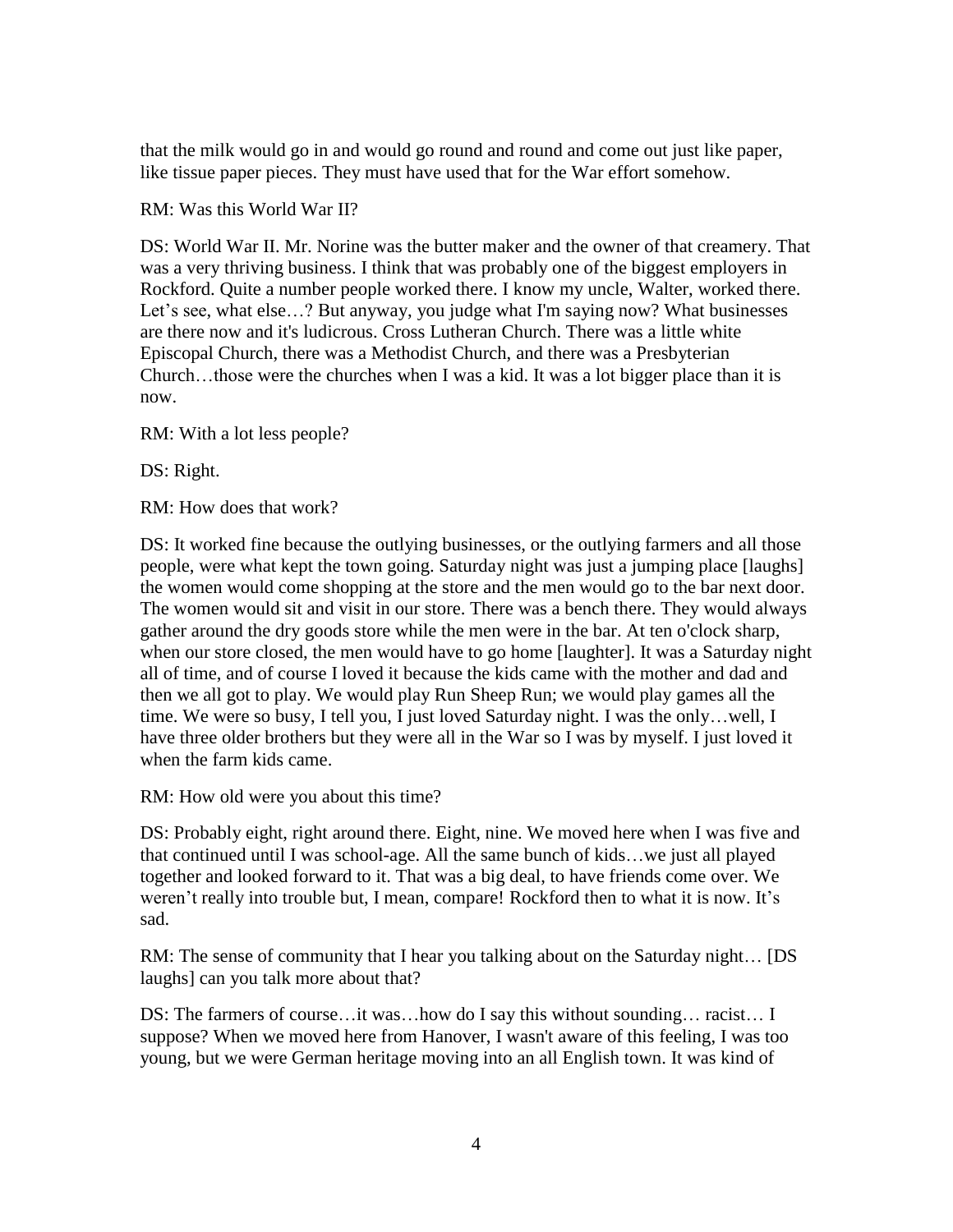that the milk would go in and would go round and round and come out just like paper, like tissue paper pieces. They must have used that for the War effort somehow.

RM: Was this World War II?

DS: World War II. Mr. Norine was the butter maker and the owner of that creamery. That was a very thriving business. I think that was probably one of the biggest employers in Rockford. Quite a number people worked there. I know my uncle, Walter, worked there. Let's see, what else…? But anyway, you judge what I'm saying now? What businesses are there now and it's ludicrous. Cross Lutheran Church. There was a little white Episcopal Church, there was a Methodist Church, and there was a Presbyterian Church…those were the churches when I was a kid. It was a lot bigger place than it is now.

RM: With a lot less people?

DS: Right.

RM: How does that work?

DS: It worked fine because the outlying businesses, or the outlying farmers and all those people, were what kept the town going. Saturday night was just a jumping place [laughs] the women would come shopping at the store and the men would go to the bar next door. The women would sit and visit in our store. There was a bench there. They would always gather around the dry goods store while the men were in the bar. At ten o'clock sharp, when our store closed, the men would have to go home [laughter]. It was a Saturday night all of time, and of course I loved it because the kids came with the mother and dad and then we all got to play. We would play Run Sheep Run; we would play games all the time. We were so busy, I tell you, I just loved Saturday night. I was the only…well, I have three older brothers but they were all in the War so I was by myself. I just loved it when the farm kids came.

RM: How old were you about this time?

DS: Probably eight, right around there. Eight, nine. We moved here when I was five and that continued until I was school-age. All the same bunch of kids…we just all played together and looked forward to it. That was a big deal, to have friends come over. We weren't really into trouble but, I mean, compare! Rockford then to what it is now. It's sad.

RM: The sense of community that I hear you talking about on the Saturday night… [DS laughs] can you talk more about that?

DS: The farmers of course…it was…how do I say this without sounding… racist… I suppose? When we moved here from Hanover, I wasn't aware of this feeling, I was too young, but we were German heritage moving into an all English town. It was kind of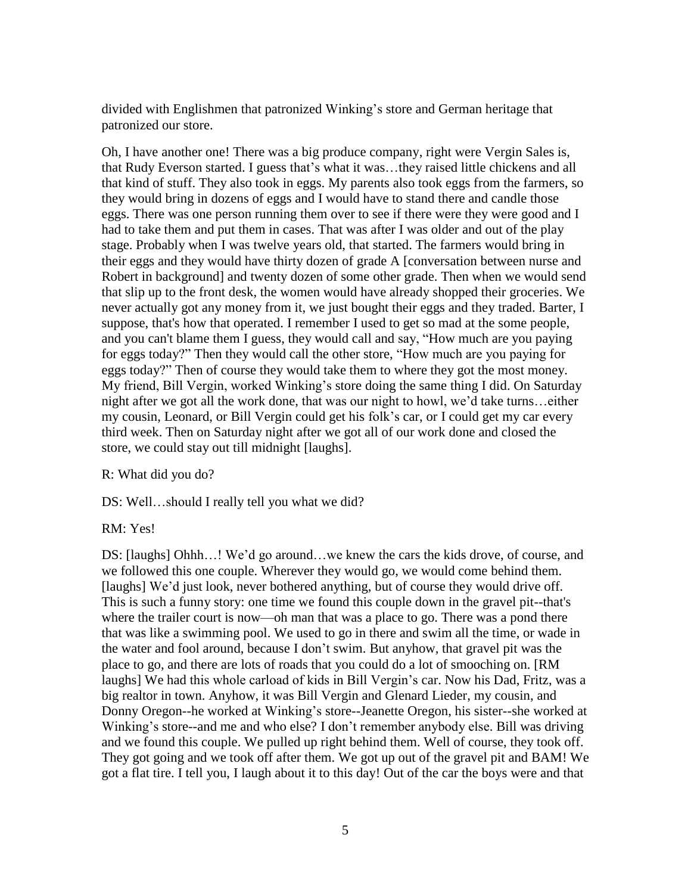divided with Englishmen that patronized Winking's store and German heritage that patronized our store.

Oh, I have another one! There was a big produce company, right were Vergin Sales is, that Rudy Everson started. I guess that's what it was…they raised little chickens and all that kind of stuff. They also took in eggs. My parents also took eggs from the farmers, so they would bring in dozens of eggs and I would have to stand there and candle those eggs. There was one person running them over to see if there were they were good and I had to take them and put them in cases. That was after I was older and out of the play stage. Probably when I was twelve years old, that started. The farmers would bring in their eggs and they would have thirty dozen of grade A [conversation between nurse and Robert in background] and twenty dozen of some other grade. Then when we would send that slip up to the front desk, the women would have already shopped their groceries. We never actually got any money from it, we just bought their eggs and they traded. Barter, I suppose, that's how that operated. I remember I used to get so mad at the some people, and you can't blame them I guess, they would call and say, "How much are you paying for eggs today?" Then they would call the other store, "How much are you paying for eggs today?" Then of course they would take them to where they got the most money. My friend, Bill Vergin, worked Winking's store doing the same thing I did. On Saturday night after we got all the work done, that was our night to howl, we'd take turns…either my cousin, Leonard, or Bill Vergin could get his folk's car, or I could get my car every third week. Then on Saturday night after we got all of our work done and closed the store, we could stay out till midnight [laughs].

R: What did you do?

DS: Well…should I really tell you what we did?

RM: Yes!

DS: [laughs] Ohhh…! We'd go around…we knew the cars the kids drove, of course, and we followed this one couple. Wherever they would go, we would come behind them. [laughs] We'd just look, never bothered anything, but of course they would drive off. This is such a funny story: one time we found this couple down in the gravel pit--that's where the trailer court is now—oh man that was a place to go. There was a pond there that was like a swimming pool. We used to go in there and swim all the time, or wade in the water and fool around, because I don't swim. But anyhow, that gravel pit was the place to go, and there are lots of roads that you could do a lot of smooching on. [RM laughs] We had this whole carload of kids in Bill Vergin's car. Now his Dad, Fritz, was a big realtor in town. Anyhow, it was Bill Vergin and Glenard Lieder, my cousin, and Donny Oregon--he worked at Winking's store--Jeanette Oregon, his sister--she worked at Winking's store--and me and who else? I don't remember anybody else. Bill was driving and we found this couple. We pulled up right behind them. Well of course, they took off. They got going and we took off after them. We got up out of the gravel pit and BAM! We got a flat tire. I tell you, I laugh about it to this day! Out of the car the boys were and that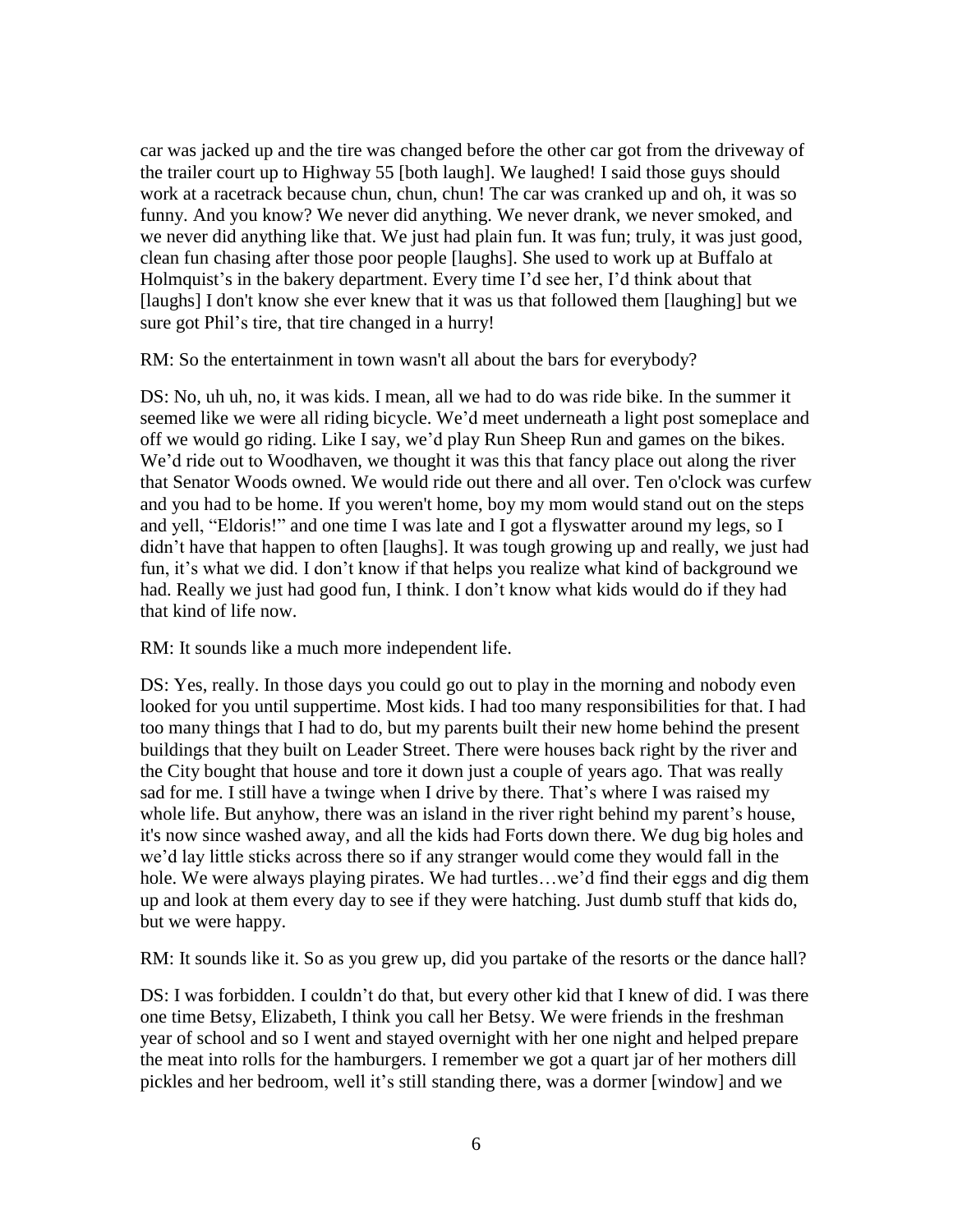car was jacked up and the tire was changed before the other car got from the driveway of the trailer court up to Highway 55 [both laugh]. We laughed! I said those guys should work at a racetrack because chun, chun, chun! The car was cranked up and oh, it was so funny. And you know? We never did anything. We never drank, we never smoked, and we never did anything like that. We just had plain fun. It was fun; truly, it was just good, clean fun chasing after those poor people [laughs]. She used to work up at Buffalo at Holmquist's in the bakery department. Every time I'd see her, I'd think about that [laughs] I don't know she ever knew that it was us that followed them [laughing] but we sure got Phil's tire, that tire changed in a hurry!

RM: So the entertainment in town wasn't all about the bars for everybody?

DS: No, uh uh, no, it was kids. I mean, all we had to do was ride bike. In the summer it seemed like we were all riding bicycle. We'd meet underneath a light post someplace and off we would go riding. Like I say, we'd play Run Sheep Run and games on the bikes. We'd ride out to Woodhaven, we thought it was this that fancy place out along the river that Senator Woods owned. We would ride out there and all over. Ten o'clock was curfew and you had to be home. If you weren't home, boy my mom would stand out on the steps and yell, "Eldoris!" and one time I was late and I got a flyswatter around my legs, so I didn't have that happen to often [laughs]. It was tough growing up and really, we just had fun, it's what we did. I don't know if that helps you realize what kind of background we had. Really we just had good fun, I think. I don't know what kids would do if they had that kind of life now.

RM: It sounds like a much more independent life.

DS: Yes, really. In those days you could go out to play in the morning and nobody even looked for you until suppertime. Most kids. I had too many responsibilities for that. I had too many things that I had to do, but my parents built their new home behind the present buildings that they built on Leader Street. There were houses back right by the river and the City bought that house and tore it down just a couple of years ago. That was really sad for me. I still have a twinge when I drive by there. That's where I was raised my whole life. But anyhow, there was an island in the river right behind my parent's house, it's now since washed away, and all the kids had Forts down there. We dug big holes and we'd lay little sticks across there so if any stranger would come they would fall in the hole. We were always playing pirates. We had turtles…we'd find their eggs and dig them up and look at them every day to see if they were hatching. Just dumb stuff that kids do, but we were happy.

RM: It sounds like it. So as you grew up, did you partake of the resorts or the dance hall?

DS: I was forbidden. I couldn't do that, but every other kid that I knew of did. I was there one time Betsy, Elizabeth, I think you call her Betsy. We were friends in the freshman year of school and so I went and stayed overnight with her one night and helped prepare the meat into rolls for the hamburgers. I remember we got a quart jar of her mothers dill pickles and her bedroom, well it's still standing there, was a dormer [window] and we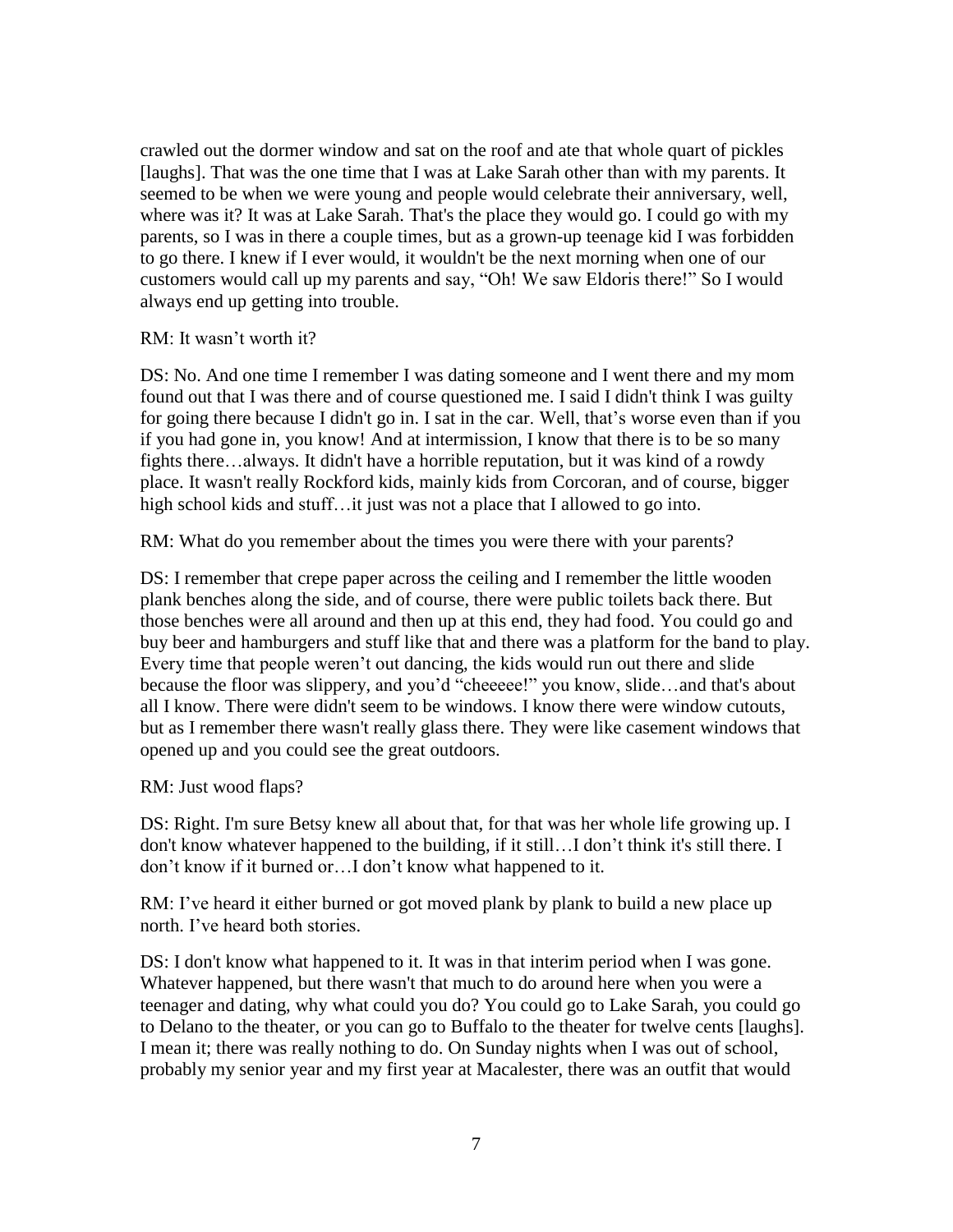crawled out the dormer window and sat on the roof and ate that whole quart of pickles [laughs]. That was the one time that I was at Lake Sarah other than with my parents. It seemed to be when we were young and people would celebrate their anniversary, well, where was it? It was at Lake Sarah. That's the place they would go. I could go with my parents, so I was in there a couple times, but as a grown-up teenage kid I was forbidden to go there. I knew if I ever would, it wouldn't be the next morning when one of our customers would call up my parents and say, "Oh! We saw Eldoris there!" So I would always end up getting into trouble.

RM: It wasn't worth it?

DS: No. And one time I remember I was dating someone and I went there and my mom found out that I was there and of course questioned me. I said I didn't think I was guilty for going there because I didn't go in. I sat in the car. Well, that's worse even than if you if you had gone in, you know! And at intermission, I know that there is to be so many fights there…always. It didn't have a horrible reputation, but it was kind of a rowdy place. It wasn't really Rockford kids, mainly kids from Corcoran, and of course, bigger high school kids and stuff…it just was not a place that I allowed to go into.

RM: What do you remember about the times you were there with your parents?

DS: I remember that crepe paper across the ceiling and I remember the little wooden plank benches along the side, and of course, there were public toilets back there. But those benches were all around and then up at this end, they had food. You could go and buy beer and hamburgers and stuff like that and there was a platform for the band to play. Every time that people weren't out dancing, the kids would run out there and slide because the floor was slippery, and you'd "cheeeee!" you know, slide…and that's about all I know. There were didn't seem to be windows. I know there were window cutouts, but as I remember there wasn't really glass there. They were like casement windows that opened up and you could see the great outdoors.

RM: Just wood flaps?

DS: Right. I'm sure Betsy knew all about that, for that was her whole life growing up. I don't know whatever happened to the building, if it still…I don't think it's still there. I don't know if it burned or…I don't know what happened to it.

RM: I've heard it either burned or got moved plank by plank to build a new place up north. I've heard both stories.

DS: I don't know what happened to it. It was in that interim period when I was gone. Whatever happened, but there wasn't that much to do around here when you were a teenager and dating, why what could you do? You could go to Lake Sarah, you could go to Delano to the theater, or you can go to Buffalo to the theater for twelve cents [laughs]. I mean it; there was really nothing to do. On Sunday nights when I was out of school, probably my senior year and my first year at Macalester, there was an outfit that would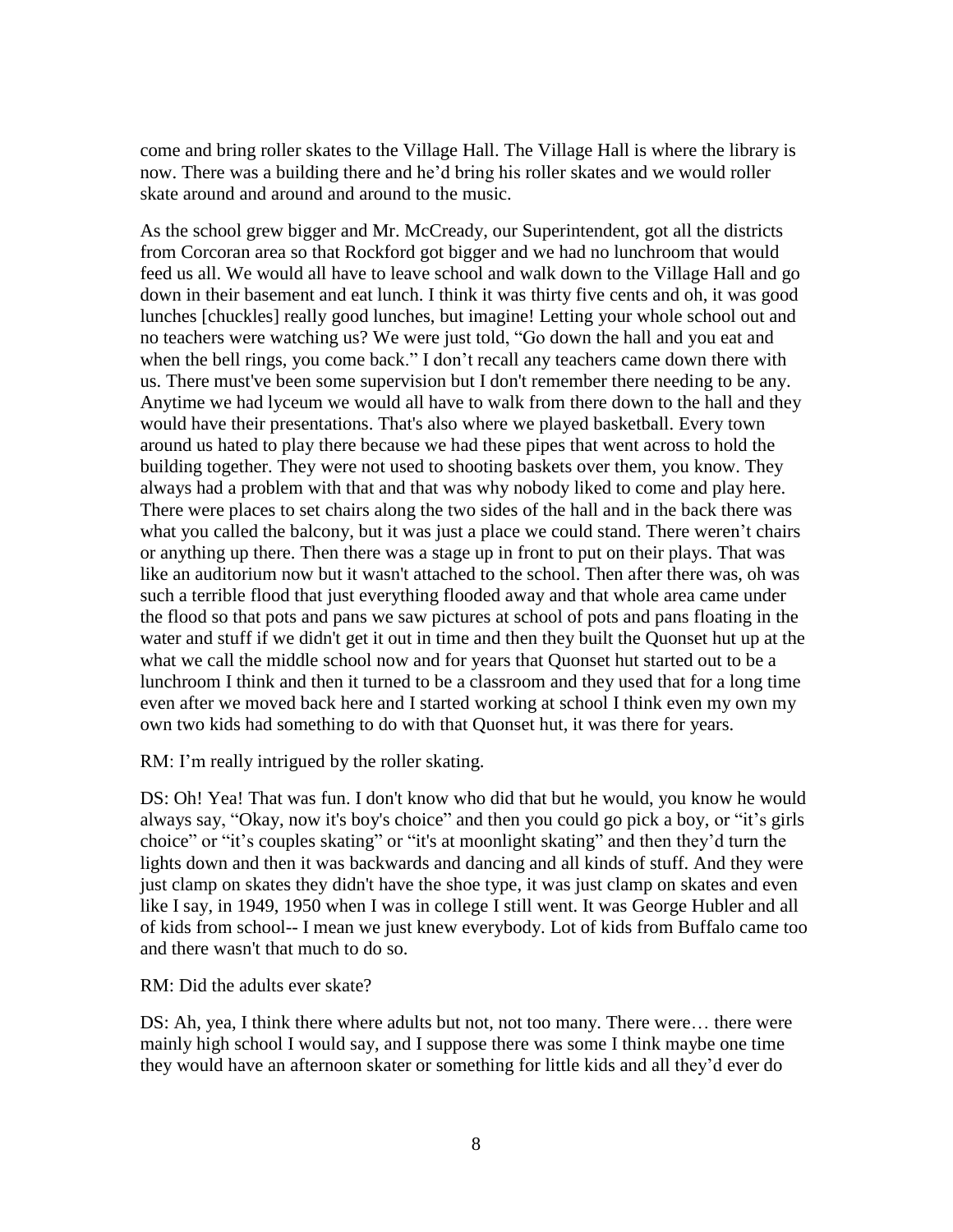come and bring roller skates to the Village Hall. The Village Hall is where the library is now. There was a building there and he'd bring his roller skates and we would roller skate around and around and around to the music.

As the school grew bigger and Mr. McCready, our Superintendent, got all the districts from Corcoran area so that Rockford got bigger and we had no lunchroom that would feed us all. We would all have to leave school and walk down to the Village Hall and go down in their basement and eat lunch. I think it was thirty five cents and oh, it was good lunches [chuckles] really good lunches, but imagine! Letting your whole school out and no teachers were watching us? We were just told, "Go down the hall and you eat and when the bell rings, you come back." I don't recall any teachers came down there with us. There must've been some supervision but I don't remember there needing to be any. Anytime we had lyceum we would all have to walk from there down to the hall and they would have their presentations. That's also where we played basketball. Every town around us hated to play there because we had these pipes that went across to hold the building together. They were not used to shooting baskets over them, you know. They always had a problem with that and that was why nobody liked to come and play here. There were places to set chairs along the two sides of the hall and in the back there was what you called the balcony, but it was just a place we could stand. There weren't chairs or anything up there. Then there was a stage up in front to put on their plays. That was like an auditorium now but it wasn't attached to the school. Then after there was, oh was such a terrible flood that just everything flooded away and that whole area came under the flood so that pots and pans we saw pictures at school of pots and pans floating in the water and stuff if we didn't get it out in time and then they built the Quonset hut up at the what we call the middle school now and for years that Quonset hut started out to be a lunchroom I think and then it turned to be a classroom and they used that for a long time even after we moved back here and I started working at school I think even my own my own two kids had something to do with that Quonset hut, it was there for years.

RM: I'm really intrigued by the roller skating.

DS: Oh! Yea! That was fun. I don't know who did that but he would, you know he would always say, "Okay, now it's boy's choice" and then you could go pick a boy, or "it's girls choice" or "it's couples skating" or "it's at moonlight skating" and then they'd turn the lights down and then it was backwards and dancing and all kinds of stuff. And they were just clamp on skates they didn't have the shoe type, it was just clamp on skates and even like I say, in 1949, 1950 when I was in college I still went. It was George Hubler and all of kids from school-- I mean we just knew everybody. Lot of kids from Buffalo came too and there wasn't that much to do so.

RM: Did the adults ever skate?

DS: Ah, yea, I think there where adults but not, not too many. There were… there were mainly high school I would say, and I suppose there was some I think maybe one time they would have an afternoon skater or something for little kids and all they'd ever do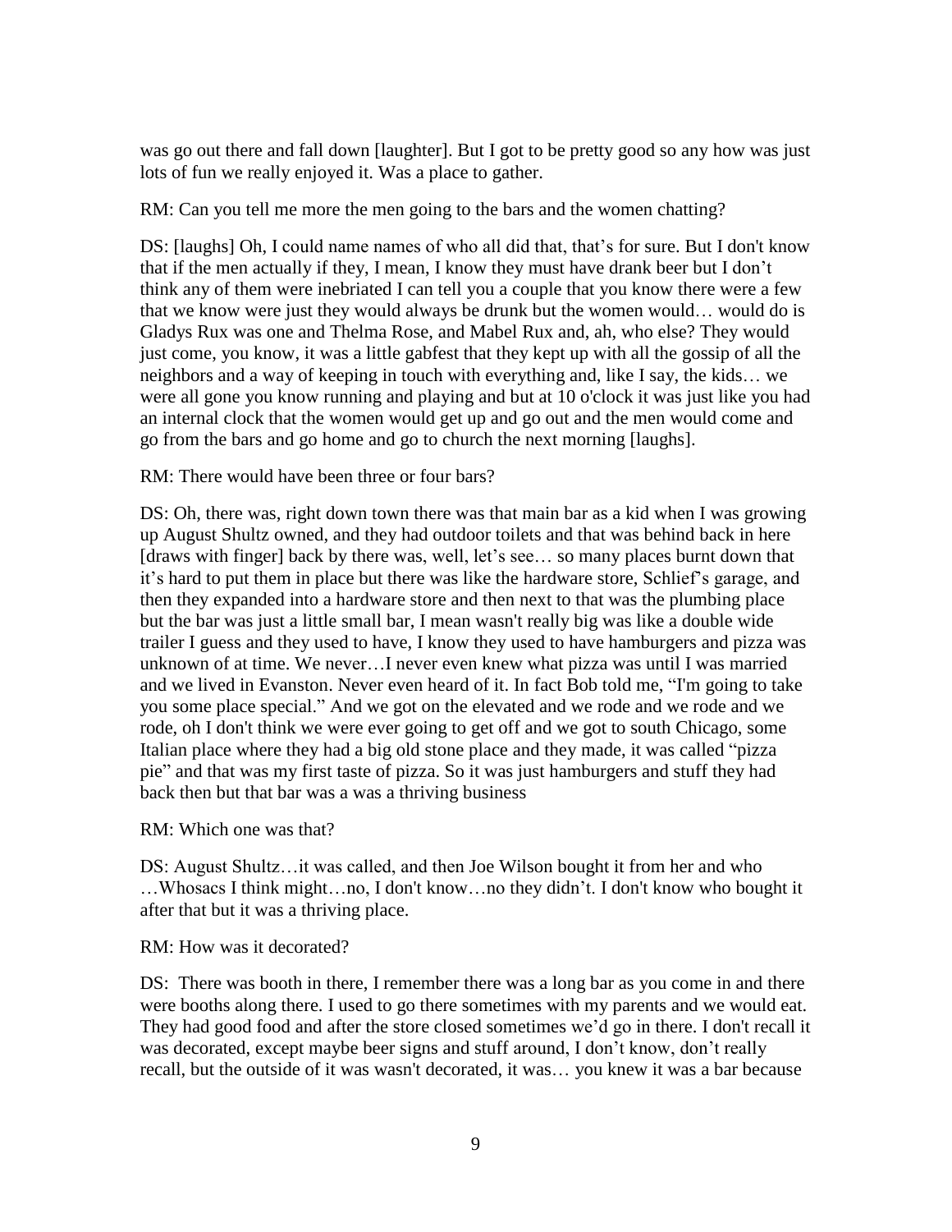was go out there and fall down [laughter]. But I got to be pretty good so any how was just lots of fun we really enjoyed it. Was a place to gather.

RM: Can you tell me more the men going to the bars and the women chatting?

DS: [laughs] Oh, I could name names of who all did that, that's for sure. But I don't know that if the men actually if they, I mean, I know they must have drank beer but I don't think any of them were inebriated I can tell you a couple that you know there were a few that we know were just they would always be drunk but the women would… would do is Gladys Rux was one and Thelma Rose, and Mabel Rux and, ah, who else? They would just come, you know, it was a little gabfest that they kept up with all the gossip of all the neighbors and a way of keeping in touch with everything and, like I say, the kids… we were all gone you know running and playing and but at 10 o'clock it was just like you had an internal clock that the women would get up and go out and the men would come and go from the bars and go home and go to church the next morning [laughs].

RM: There would have been three or four bars?

DS: Oh, there was, right down town there was that main bar as a kid when I was growing up August Shultz owned, and they had outdoor toilets and that was behind back in here [draws with finger] back by there was, well, let's see… so many places burnt down that it's hard to put them in place but there was like the hardware store, Schlief's garage, and then they expanded into a hardware store and then next to that was the plumbing place but the bar was just a little small bar, I mean wasn't really big was like a double wide trailer I guess and they used to have, I know they used to have hamburgers and pizza was unknown of at time. We never…I never even knew what pizza was until I was married and we lived in Evanston. Never even heard of it. In fact Bob told me, "I'm going to take you some place special." And we got on the elevated and we rode and we rode and we rode, oh I don't think we were ever going to get off and we got to south Chicago, some Italian place where they had a big old stone place and they made, it was called "pizza pie" and that was my first taste of pizza. So it was just hamburgers and stuff they had back then but that bar was a was a thriving business

RM: Which one was that?

DS: August Shultz…it was called, and then Joe Wilson bought it from her and who …Whosacs I think might…no, I don't know…no they didn't. I don't know who bought it after that but it was a thriving place.

RM: How was it decorated?

DS: There was booth in there, I remember there was a long bar as you come in and there were booths along there. I used to go there sometimes with my parents and we would eat. They had good food and after the store closed sometimes we'd go in there. I don't recall it was decorated, except maybe beer signs and stuff around, I don't know, don't really recall, but the outside of it was wasn't decorated, it was… you knew it was a bar because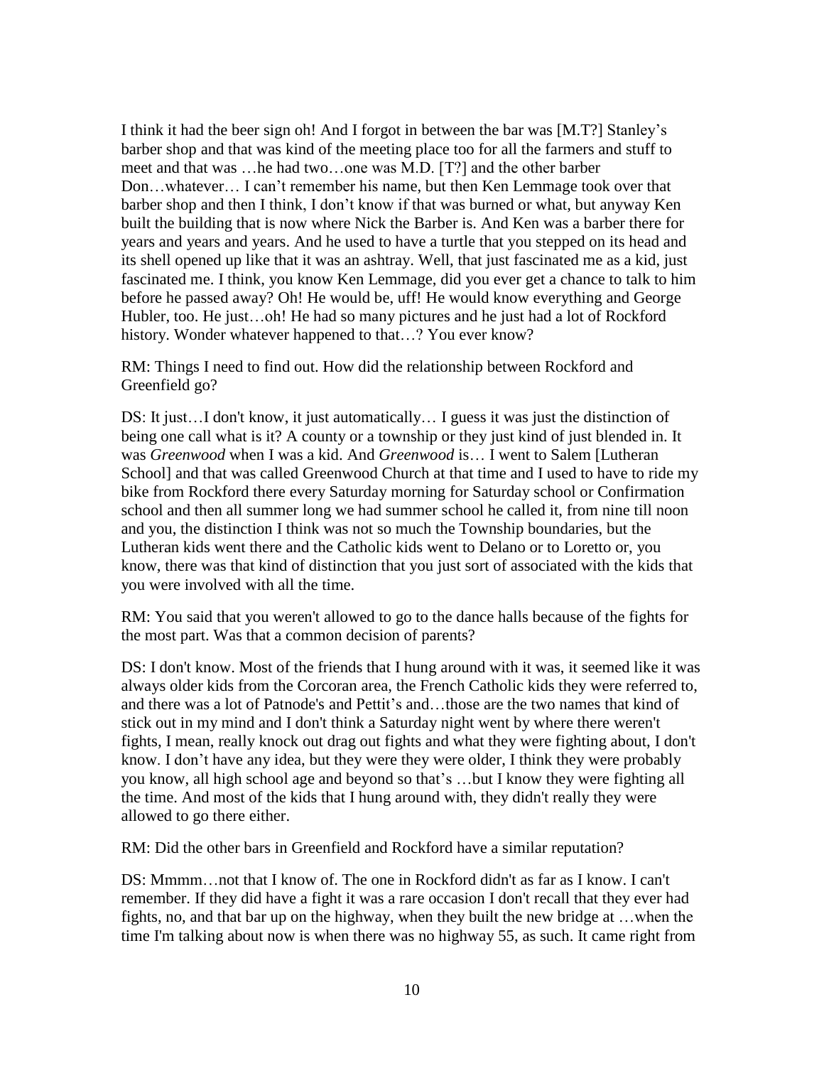I think it had the beer sign oh! And I forgot in between the bar was [M.T?] Stanley's barber shop and that was kind of the meeting place too for all the farmers and stuff to meet and that was …he had two…one was M.D. [T?] and the other barber Don…whatever… I can't remember his name, but then Ken Lemmage took over that barber shop and then I think, I don't know if that was burned or what, but anyway Ken built the building that is now where Nick the Barber is. And Ken was a barber there for years and years and years. And he used to have a turtle that you stepped on its head and its shell opened up like that it was an ashtray. Well, that just fascinated me as a kid, just fascinated me. I think, you know Ken Lemmage, did you ever get a chance to talk to him before he passed away? Oh! He would be, uff! He would know everything and George Hubler, too. He just…oh! He had so many pictures and he just had a lot of Rockford history. Wonder whatever happened to that…? You ever know?

RM: Things I need to find out. How did the relationship between Rockford and Greenfield go?

DS: It just…I don't know, it just automatically… I guess it was just the distinction of being one call what is it? A county or a township or they just kind of just blended in. It was *Greenwood* when I was a kid. And *Greenwood* is… I went to Salem [Lutheran School] and that was called Greenwood Church at that time and I used to have to ride my bike from Rockford there every Saturday morning for Saturday school or Confirmation school and then all summer long we had summer school he called it, from nine till noon and you, the distinction I think was not so much the Township boundaries, but the Lutheran kids went there and the Catholic kids went to Delano or to Loretto or, you know, there was that kind of distinction that you just sort of associated with the kids that you were involved with all the time.

RM: You said that you weren't allowed to go to the dance halls because of the fights for the most part. Was that a common decision of parents?

DS: I don't know. Most of the friends that I hung around with it was, it seemed like it was always older kids from the Corcoran area, the French Catholic kids they were referred to, and there was a lot of Patnode's and Pettit's and…those are the two names that kind of stick out in my mind and I don't think a Saturday night went by where there weren't fights, I mean, really knock out drag out fights and what they were fighting about, I don't know. I don't have any idea, but they were they were older, I think they were probably you know, all high school age and beyond so that's …but I know they were fighting all the time. And most of the kids that I hung around with, they didn't really they were allowed to go there either.

RM: Did the other bars in Greenfield and Rockford have a similar reputation?

DS: Mmmm…not that I know of. The one in Rockford didn't as far as I know. I can't remember. If they did have a fight it was a rare occasion I don't recall that they ever had fights, no, and that bar up on the highway, when they built the new bridge at …when the time I'm talking about now is when there was no highway 55, as such. It came right from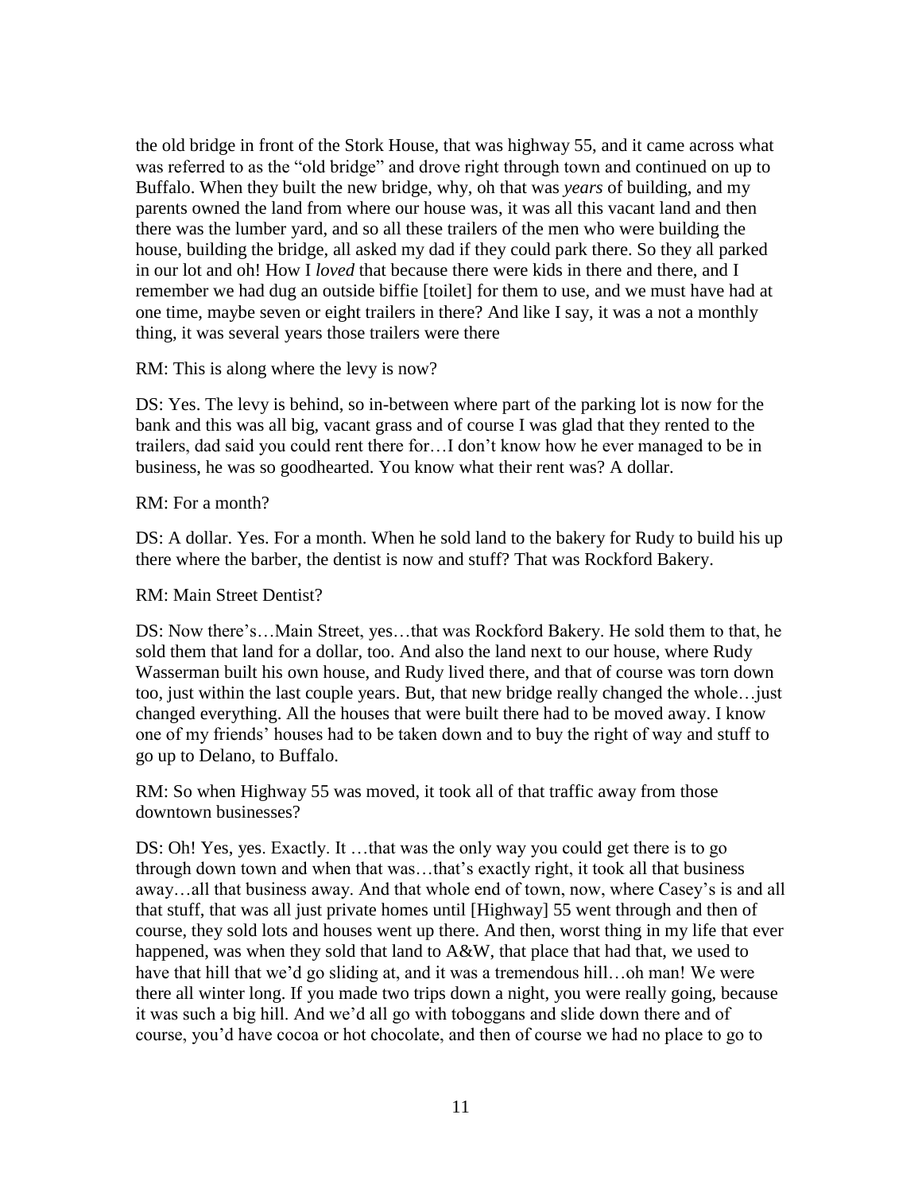the old bridge in front of the Stork House, that was highway 55, and it came across what was referred to as the "old bridge" and drove right through town and continued on up to Buffalo. When they built the new bridge, why, oh that was *years* of building, and my parents owned the land from where our house was, it was all this vacant land and then there was the lumber yard, and so all these trailers of the men who were building the house, building the bridge, all asked my dad if they could park there. So they all parked in our lot and oh! How I *loved* that because there were kids in there and there, and I remember we had dug an outside biffie [toilet] for them to use, and we must have had at one time, maybe seven or eight trailers in there? And like I say, it was a not a monthly thing, it was several years those trailers were there

RM: This is along where the levy is now?

DS: Yes. The levy is behind, so in-between where part of the parking lot is now for the bank and this was all big, vacant grass and of course I was glad that they rented to the trailers, dad said you could rent there for…I don't know how he ever managed to be in business, he was so goodhearted. You know what their rent was? A dollar.

RM: For a month?

DS: A dollar. Yes. For a month. When he sold land to the bakery for Rudy to build his up there where the barber, the dentist is now and stuff? That was Rockford Bakery.

RM: Main Street Dentist?

DS: Now there's…Main Street, yes…that was Rockford Bakery. He sold them to that, he sold them that land for a dollar, too. And also the land next to our house, where Rudy Wasserman built his own house, and Rudy lived there, and that of course was torn down too, just within the last couple years. But, that new bridge really changed the whole…just changed everything. All the houses that were built there had to be moved away. I know one of my friends' houses had to be taken down and to buy the right of way and stuff to go up to Delano, to Buffalo.

RM: So when Highway 55 was moved, it took all of that traffic away from those downtown businesses?

DS: Oh! Yes, yes. Exactly. It …that was the only way you could get there is to go through down town and when that was…that's exactly right, it took all that business away…all that business away. And that whole end of town, now, where Casey's is and all that stuff, that was all just private homes until [Highway] 55 went through and then of course, they sold lots and houses went up there. And then, worst thing in my life that ever happened, was when they sold that land to A&W, that place that had that, we used to have that hill that we'd go sliding at, and it was a tremendous hill…oh man! We were there all winter long. If you made two trips down a night, you were really going, because it was such a big hill. And we'd all go with toboggans and slide down there and of course, you'd have cocoa or hot chocolate, and then of course we had no place to go to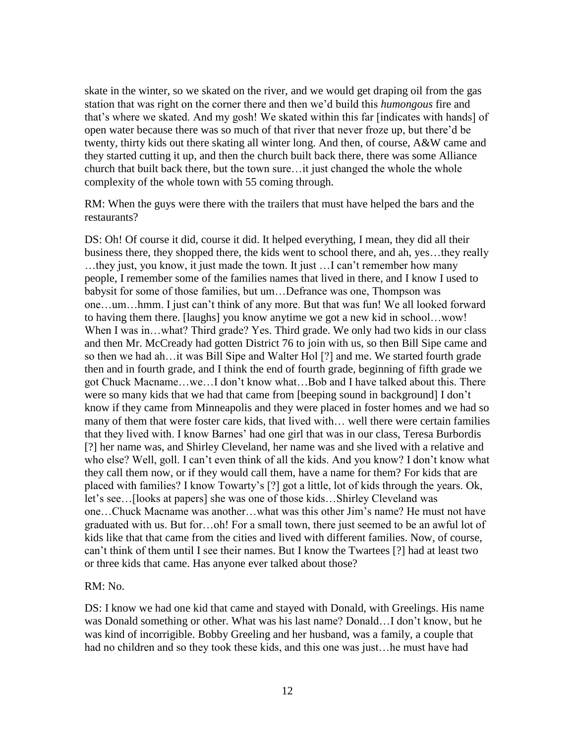skate in the winter, so we skated on the river, and we would get draping oil from the gas station that was right on the corner there and then we'd build this *humongous* fire and that's where we skated. And my gosh! We skated within this far [indicates with hands] of open water because there was so much of that river that never froze up, but there'd be twenty, thirty kids out there skating all winter long. And then, of course, A&W came and they started cutting it up, and then the church built back there, there was some Alliance church that built back there, but the town sure…it just changed the whole the whole complexity of the whole town with 55 coming through.

RM: When the guys were there with the trailers that must have helped the bars and the restaurants?

DS: Oh! Of course it did, course it did. It helped everything, I mean, they did all their business there, they shopped there, the kids went to school there, and ah, yes…they really …they just, you know, it just made the town. It just …I can't remember how many people, I remember some of the families names that lived in there, and I know I used to babysit for some of those families, but um…Defrance was one, Thompson was one…um…hmm. I just can't think of any more. But that was fun! We all looked forward to having them there. [laughs] you know anytime we got a new kid in school…wow! When I was in…what? Third grade? Yes. Third grade. We only had two kids in our class and then Mr. McCready had gotten District 76 to join with us, so then Bill Sipe came and so then we had ah…it was Bill Sipe and Walter Hol [?] and me. We started fourth grade then and in fourth grade, and I think the end of fourth grade, beginning of fifth grade we got Chuck Macname…we…I don't know what…Bob and I have talked about this. There were so many kids that we had that came from [beeping sound in background] I don't know if they came from Minneapolis and they were placed in foster homes and we had so many of them that were foster care kids, that lived with… well there were certain families that they lived with. I know Barnes' had one girl that was in our class, Teresa Burbordis [?] her name was, and Shirley Cleveland, her name was and she lived with a relative and who else? Well, goll. I can't even think of all the kids. And you know? I don't know what they call them now, or if they would call them, have a name for them? For kids that are placed with families? I know Towarty's [?] got a little, lot of kids through the years. Ok, let's see…[looks at papers] she was one of those kids…Shirley Cleveland was one…Chuck Macname was another…what was this other Jim's name? He must not have graduated with us. But for…oh! For a small town, there just seemed to be an awful lot of kids like that that came from the cities and lived with different families. Now, of course, can't think of them until I see their names. But I know the Twartees [?] had at least two or three kids that came. Has anyone ever talked about those?

RM: No.

DS: I know we had one kid that came and stayed with Donald, with Greelings. His name was Donald something or other. What was his last name? Donald…I don't know, but he was kind of incorrigible. Bobby Greeling and her husband, was a family, a couple that had no children and so they took these kids, and this one was just…he must have had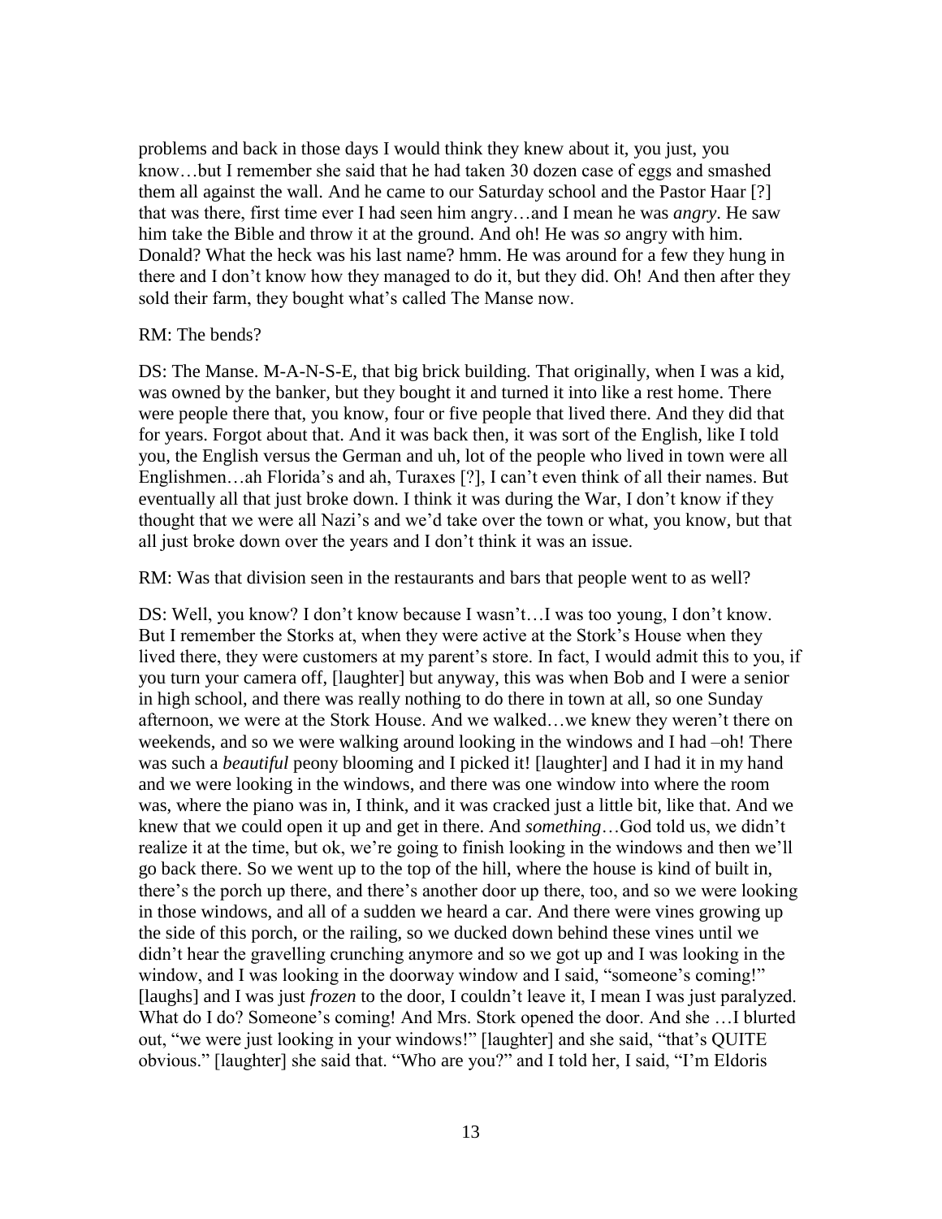problems and back in those days I would think they knew about it, you just, you know…but I remember she said that he had taken 30 dozen case of eggs and smashed them all against the wall. And he came to our Saturday school and the Pastor Haar [?] that was there, first time ever I had seen him angry…and I mean he was *angry*. He saw him take the Bible and throw it at the ground. And oh! He was *so* angry with him. Donald? What the heck was his last name? hmm. He was around for a few they hung in there and I don't know how they managed to do it, but they did. Oh! And then after they sold their farm, they bought what's called The Manse now.

RM: The bends?

DS: The Manse. M-A-N-S-E, that big brick building. That originally, when I was a kid, was owned by the banker, but they bought it and turned it into like a rest home. There were people there that, you know, four or five people that lived there. And they did that for years. Forgot about that. And it was back then, it was sort of the English, like I told you, the English versus the German and uh, lot of the people who lived in town were all Englishmen…ah Florida's and ah, Turaxes [?], I can't even think of all their names. But eventually all that just broke down. I think it was during the War, I don't know if they thought that we were all Nazi's and we'd take over the town or what, you know, but that all just broke down over the years and I don't think it was an issue.

RM: Was that division seen in the restaurants and bars that people went to as well?

DS: Well, you know? I don't know because I wasn't…I was too young, I don't know. But I remember the Storks at, when they were active at the Stork's House when they lived there, they were customers at my parent's store. In fact, I would admit this to you, if you turn your camera off, [laughter] but anyway, this was when Bob and I were a senior in high school, and there was really nothing to do there in town at all, so one Sunday afternoon, we were at the Stork House. And we walked…we knew they weren't there on weekends, and so we were walking around looking in the windows and I had –oh! There was such a *beautiful* peony blooming and I picked it! [laughter] and I had it in my hand and we were looking in the windows, and there was one window into where the room was, where the piano was in, I think, and it was cracked just a little bit, like that. And we knew that we could open it up and get in there. And *something*…God told us, we didn't realize it at the time, but ok, we're going to finish looking in the windows and then we'll go back there. So we went up to the top of the hill, where the house is kind of built in, there's the porch up there, and there's another door up there, too, and so we were looking in those windows, and all of a sudden we heard a car. And there were vines growing up the side of this porch, or the railing, so we ducked down behind these vines until we didn't hear the gravelling crunching anymore and so we got up and I was looking in the window, and I was looking in the doorway window and I said, "someone's coming!" [laughs] and I was just *frozen* to the door, I couldn't leave it, I mean I was just paralyzed. What do I do? Someone's coming! And Mrs. Stork opened the door. And she …I blurted out, "we were just looking in your windows!" [laughter] and she said, "that's QUITE obvious." [laughter] she said that. "Who are you?" and I told her, I said, "I'm Eldoris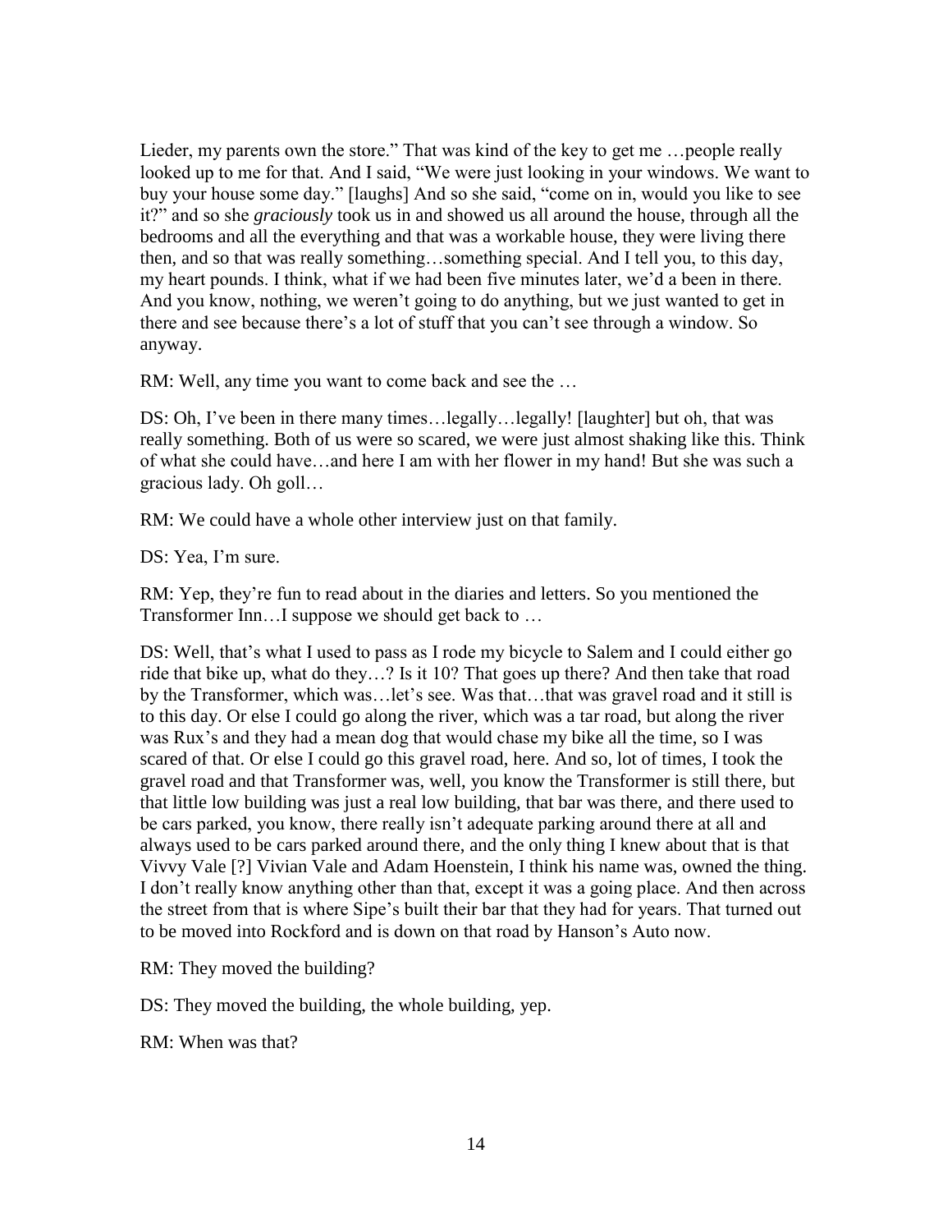Lieder, my parents own the store." That was kind of the key to get me …people really looked up to me for that. And I said, "We were just looking in your windows. We want to buy your house some day." [laughs] And so she said, "come on in, would you like to see it?" and so she *graciously* took us in and showed us all around the house, through all the bedrooms and all the everything and that was a workable house, they were living there then, and so that was really something…something special. And I tell you, to this day, my heart pounds. I think, what if we had been five minutes later, we'd a been in there. And you know, nothing, we weren't going to do anything, but we just wanted to get in there and see because there's a lot of stuff that you can't see through a window. So anyway.

RM: Well, any time you want to come back and see the …

DS: Oh, I've been in there many times…legally…legally! [laughter] but oh, that was really something. Both of us were so scared, we were just almost shaking like this. Think of what she could have…and here I am with her flower in my hand! But she was such a gracious lady. Oh goll…

RM: We could have a whole other interview just on that family.

DS: Yea, I'm sure.

RM: Yep, they're fun to read about in the diaries and letters. So you mentioned the Transformer Inn…I suppose we should get back to …

DS: Well, that's what I used to pass as I rode my bicycle to Salem and I could either go ride that bike up, what do they…? Is it 10? That goes up there? And then take that road by the Transformer, which was…let's see. Was that…that was gravel road and it still is to this day. Or else I could go along the river, which was a tar road, but along the river was Rux's and they had a mean dog that would chase my bike all the time, so I was scared of that. Or else I could go this gravel road, here. And so, lot of times, I took the gravel road and that Transformer was, well, you know the Transformer is still there, but that little low building was just a real low building, that bar was there, and there used to be cars parked, you know, there really isn't adequate parking around there at all and always used to be cars parked around there, and the only thing I knew about that is that Vivvy Vale [?] Vivian Vale and Adam Hoenstein, I think his name was, owned the thing. I don't really know anything other than that, except it was a going place. And then across the street from that is where Sipe's built their bar that they had for years. That turned out to be moved into Rockford and is down on that road by Hanson's Auto now.

RM: They moved the building?

DS: They moved the building, the whole building, yep.

RM: When was that?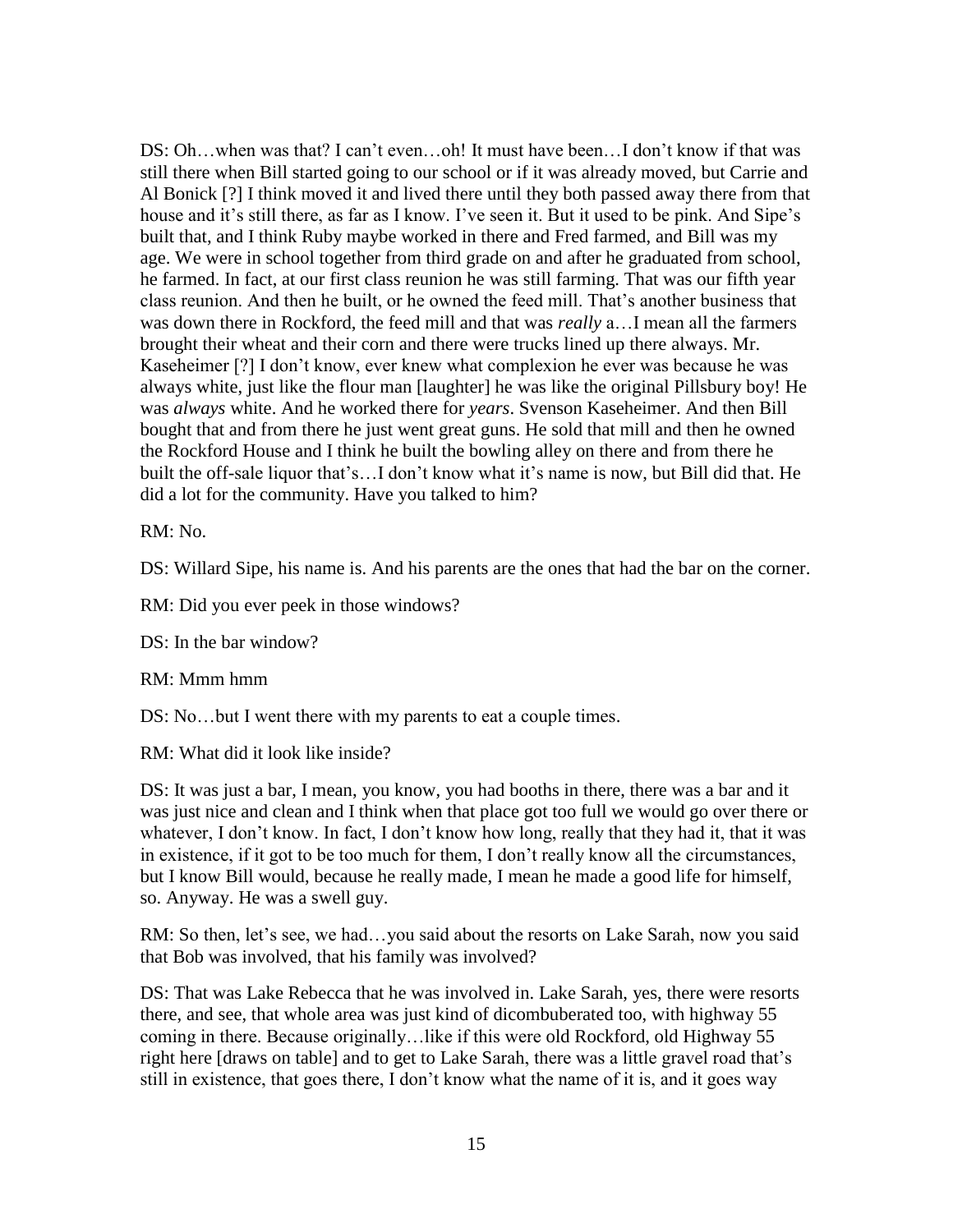DS: Oh…when was that? I can't even…oh! It must have been…I don't know if that was still there when Bill started going to our school or if it was already moved, but Carrie and Al Bonick [?] I think moved it and lived there until they both passed away there from that house and it's still there, as far as I know. I've seen it. But it used to be pink. And Sipe's built that, and I think Ruby maybe worked in there and Fred farmed, and Bill was my age. We were in school together from third grade on and after he graduated from school, he farmed. In fact, at our first class reunion he was still farming. That was our fifth year class reunion. And then he built, or he owned the feed mill. That's another business that was down there in Rockford, the feed mill and that was *really* a…I mean all the farmers brought their wheat and their corn and there were trucks lined up there always. Mr. Kaseheimer [?] I don't know, ever knew what complexion he ever was because he was always white, just like the flour man [laughter] he was like the original Pillsbury boy! He was *always* white. And he worked there for *years*. Svenson Kaseheimer. And then Bill bought that and from there he just went great guns. He sold that mill and then he owned the Rockford House and I think he built the bowling alley on there and from there he built the off-sale liquor that's…I don't know what it's name is now, but Bill did that. He did a lot for the community. Have you talked to him?

RM: No.

DS: Willard Sipe, his name is. And his parents are the ones that had the bar on the corner.

RM: Did you ever peek in those windows?

DS: In the bar window?

RM: Mmm hmm

DS: No…but I went there with my parents to eat a couple times.

RM: What did it look like inside?

DS: It was just a bar, I mean, you know, you had booths in there, there was a bar and it was just nice and clean and I think when that place got too full we would go over there or whatever, I don't know. In fact, I don't know how long, really that they had it, that it was in existence, if it got to be too much for them, I don't really know all the circumstances, but I know Bill would, because he really made, I mean he made a good life for himself, so. Anyway. He was a swell guy.

RM: So then, let's see, we had…you said about the resorts on Lake Sarah, now you said that Bob was involved, that his family was involved?

DS: That was Lake Rebecca that he was involved in. Lake Sarah, yes, there were resorts there, and see, that whole area was just kind of dicombuberated too, with highway 55 coming in there. Because originally…like if this were old Rockford, old Highway 55 right here [draws on table] and to get to Lake Sarah, there was a little gravel road that's still in existence, that goes there, I don't know what the name of it is, and it goes way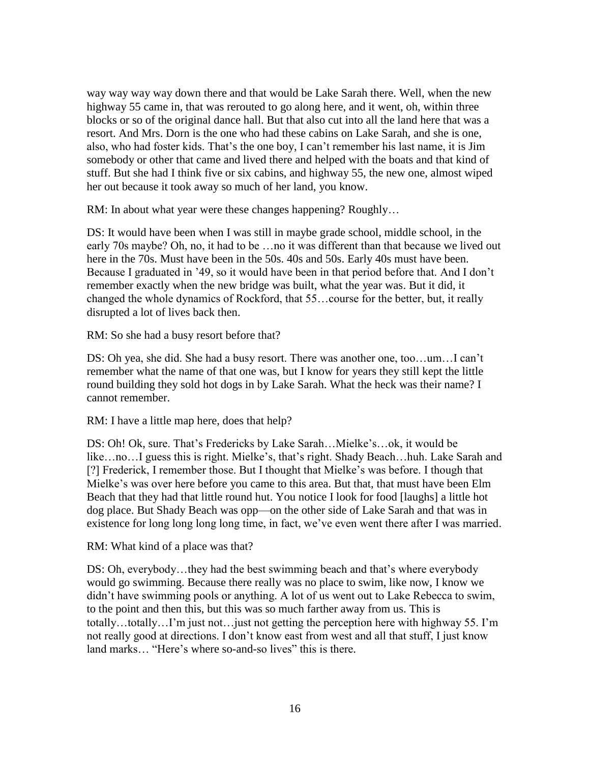way way way way down there and that would be Lake Sarah there. Well, when the new highway 55 came in, that was rerouted to go along here, and it went, oh, within three blocks or so of the original dance hall. But that also cut into all the land here that was a resort. And Mrs. Dorn is the one who had these cabins on Lake Sarah, and she is one, also, who had foster kids. That's the one boy, I can't remember his last name, it is Jim somebody or other that came and lived there and helped with the boats and that kind of stuff. But she had I think five or six cabins, and highway 55, the new one, almost wiped her out because it took away so much of her land, you know.

RM: In about what year were these changes happening? Roughly…

DS: It would have been when I was still in maybe grade school, middle school, in the early 70s maybe? Oh, no, it had to be …no it was different than that because we lived out here in the 70s. Must have been in the 50s. 40s and 50s. Early 40s must have been. Because I graduated in '49, so it would have been in that period before that. And I don't remember exactly when the new bridge was built, what the year was. But it did, it changed the whole dynamics of Rockford, that 55…course for the better, but, it really disrupted a lot of lives back then.

RM: So she had a busy resort before that?

DS: Oh yea, she did. She had a busy resort. There was another one, too…um…I can't remember what the name of that one was, but I know for years they still kept the little round building they sold hot dogs in by Lake Sarah. What the heck was their name? I cannot remember.

RM: I have a little map here, does that help?

DS: Oh! Ok, sure. That's Fredericks by Lake Sarah…Mielke's…ok, it would be like…no…I guess this is right. Mielke's, that's right. Shady Beach…huh. Lake Sarah and [?] Frederick, I remember those. But I thought that Mielke's was before. I though that Mielke's was over here before you came to this area. But that, that must have been Elm Beach that they had that little round hut. You notice I look for food [laughs] a little hot dog place. But Shady Beach was opp—on the other side of Lake Sarah and that was in existence for long long long long time, in fact, we've even went there after I was married.

RM: What kind of a place was that?

DS: Oh, everybody…they had the best swimming beach and that's where everybody would go swimming. Because there really was no place to swim, like now, I know we didn't have swimming pools or anything. A lot of us went out to Lake Rebecca to swim, to the point and then this, but this was so much farther away from us. This is totally…totally…I'm just not…just not getting the perception here with highway 55. I'm not really good at directions. I don't know east from west and all that stuff, I just know land marks… "Here's where so-and-so lives" this is there.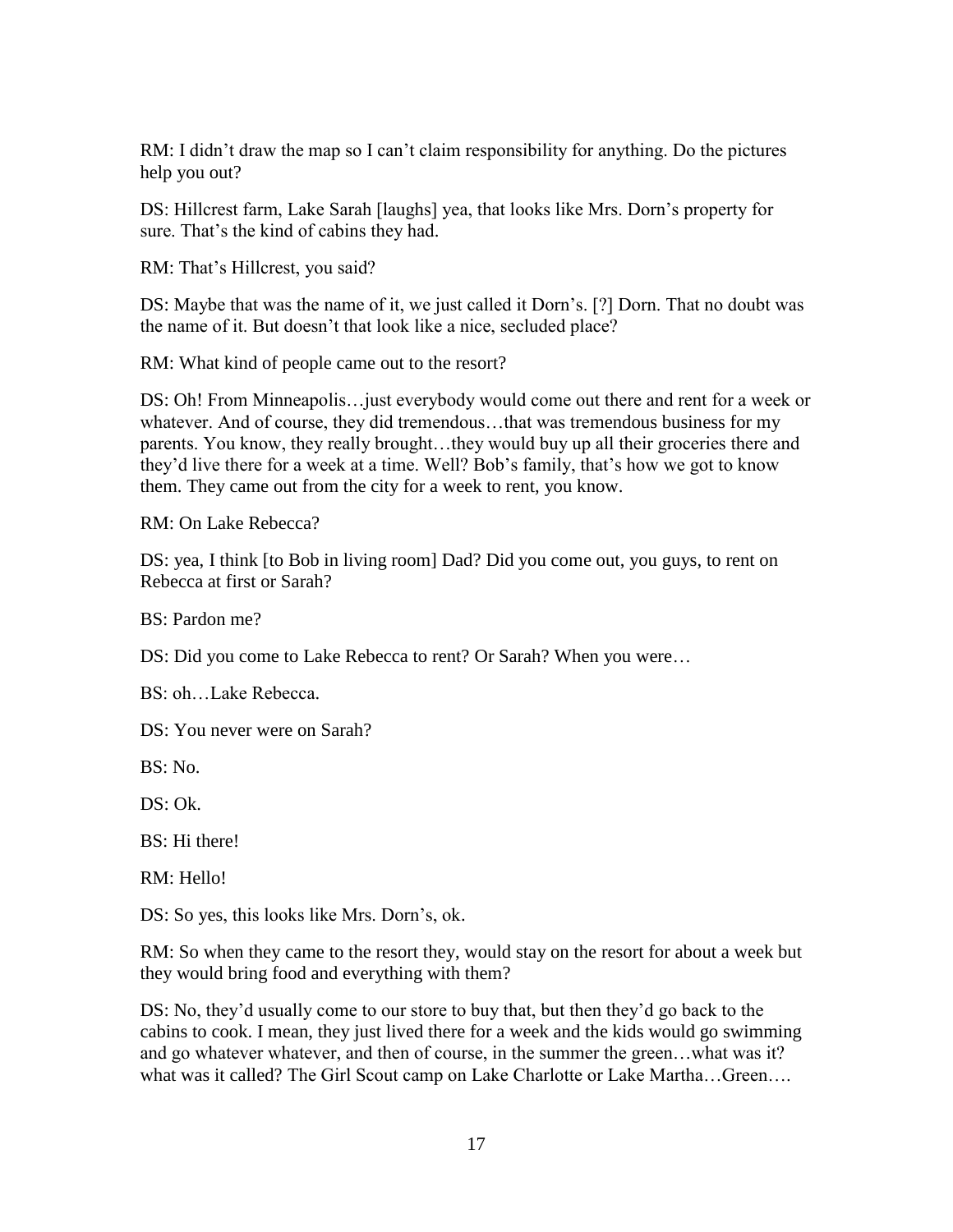RM: I didn't draw the map so I can't claim responsibility for anything. Do the pictures help you out?

DS: Hillcrest farm, Lake Sarah [laughs] yea, that looks like Mrs. Dorn's property for sure. That's the kind of cabins they had.

RM: That's Hillcrest, you said?

DS: Maybe that was the name of it, we just called it Dorn's. [?] Dorn. That no doubt was the name of it. But doesn't that look like a nice, secluded place?

RM: What kind of people came out to the resort?

DS: Oh! From Minneapolis…just everybody would come out there and rent for a week or whatever. And of course, they did tremendous…that was tremendous business for my parents. You know, they really brought…they would buy up all their groceries there and they'd live there for a week at a time. Well? Bob's family, that's how we got to know them. They came out from the city for a week to rent, you know.

RM: On Lake Rebecca?

DS: yea, I think [to Bob in living room] Dad? Did you come out, you guys, to rent on Rebecca at first or Sarah?

BS: Pardon me?

DS: Did you come to Lake Rebecca to rent? Or Sarah? When you were…

BS: oh…Lake Rebecca.

DS: You never were on Sarah?

BS: No.

DS: Ok.

BS: Hi there!

RM: Hello!

DS: So yes, this looks like Mrs. Dorn's, ok.

RM: So when they came to the resort they, would stay on the resort for about a week but they would bring food and everything with them?

DS: No, they'd usually come to our store to buy that, but then they'd go back to the cabins to cook. I mean, they just lived there for a week and the kids would go swimming and go whatever whatever, and then of course, in the summer the green…what was it? what was it called? The Girl Scout camp on Lake Charlotte or Lake Martha…Green….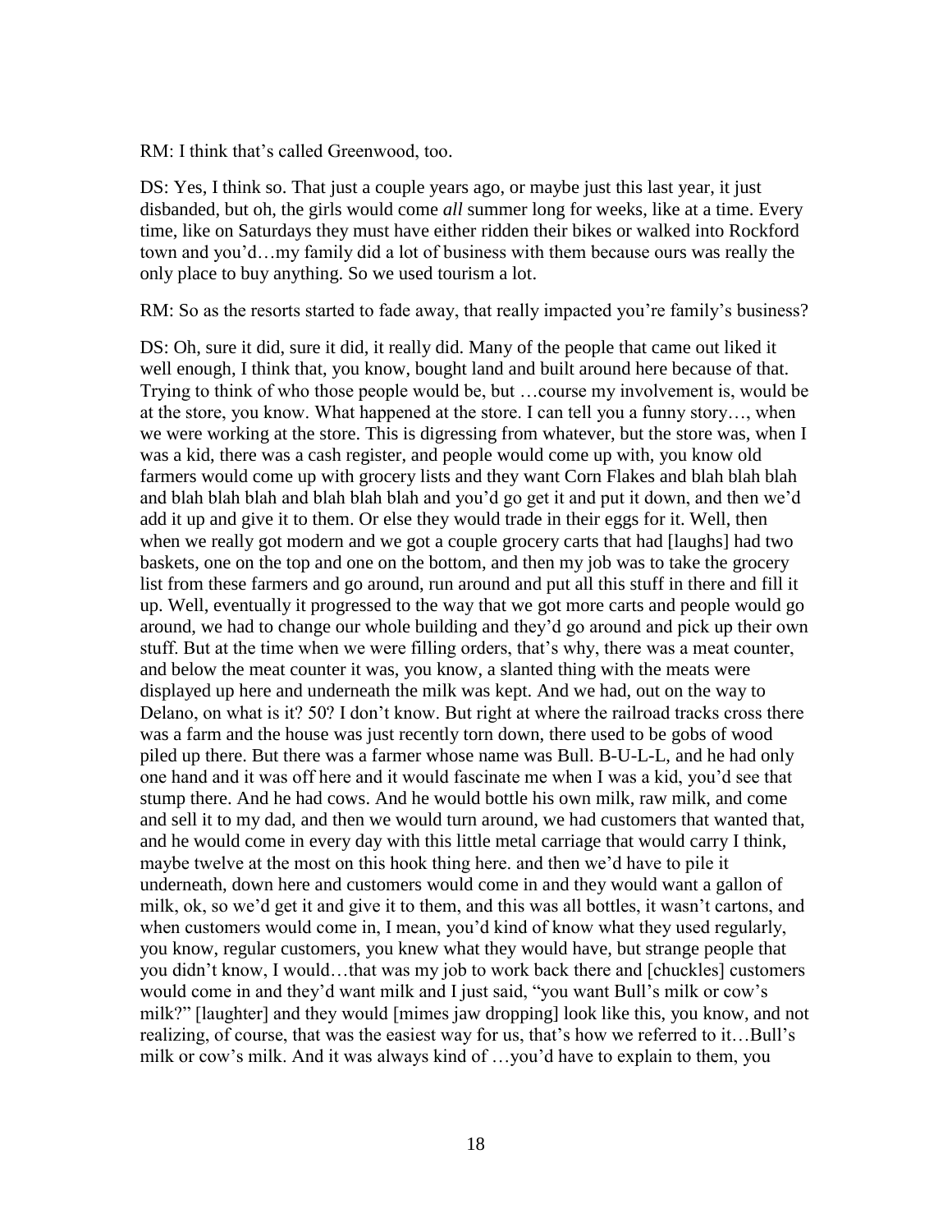RM: I think that's called Greenwood, too.

DS: Yes, I think so. That just a couple years ago, or maybe just this last year, it just disbanded, but oh, the girls would come *all* summer long for weeks, like at a time. Every time, like on Saturdays they must have either ridden their bikes or walked into Rockford town and you'd…my family did a lot of business with them because ours was really the only place to buy anything. So we used tourism a lot.

RM: So as the resorts started to fade away, that really impacted you're family's business?

DS: Oh, sure it did, sure it did, it really did. Many of the people that came out liked it well enough, I think that, you know, bought land and built around here because of that. Trying to think of who those people would be, but …course my involvement is, would be at the store, you know. What happened at the store. I can tell you a funny story…, when we were working at the store. This is digressing from whatever, but the store was, when I was a kid, there was a cash register, and people would come up with, you know old farmers would come up with grocery lists and they want Corn Flakes and blah blah blah and blah blah blah and blah blah blah and you'd go get it and put it down, and then we'd add it up and give it to them. Or else they would trade in their eggs for it. Well, then when we really got modern and we got a couple grocery carts that had [laughs] had two baskets, one on the top and one on the bottom, and then my job was to take the grocery list from these farmers and go around, run around and put all this stuff in there and fill it up. Well, eventually it progressed to the way that we got more carts and people would go around, we had to change our whole building and they'd go around and pick up their own stuff. But at the time when we were filling orders, that's why, there was a meat counter, and below the meat counter it was, you know, a slanted thing with the meats were displayed up here and underneath the milk was kept. And we had, out on the way to Delano, on what is it? 50? I don't know. But right at where the railroad tracks cross there was a farm and the house was just recently torn down, there used to be gobs of wood piled up there. But there was a farmer whose name was Bull. B-U-L-L, and he had only one hand and it was off here and it would fascinate me when I was a kid, you'd see that stump there. And he had cows. And he would bottle his own milk, raw milk, and come and sell it to my dad, and then we would turn around, we had customers that wanted that, and he would come in every day with this little metal carriage that would carry I think, maybe twelve at the most on this hook thing here. and then we'd have to pile it underneath, down here and customers would come in and they would want a gallon of milk, ok, so we'd get it and give it to them, and this was all bottles, it wasn't cartons, and when customers would come in, I mean, you'd kind of know what they used regularly, you know, regular customers, you knew what they would have, but strange people that you didn't know, I would…that was my job to work back there and [chuckles] customers would come in and they'd want milk and I just said, "you want Bull's milk or cow's milk?" [laughter] and they would [mimes jaw dropping] look like this, you know, and not realizing, of course, that was the easiest way for us, that's how we referred to it…Bull's milk or cow's milk. And it was always kind of …you'd have to explain to them, you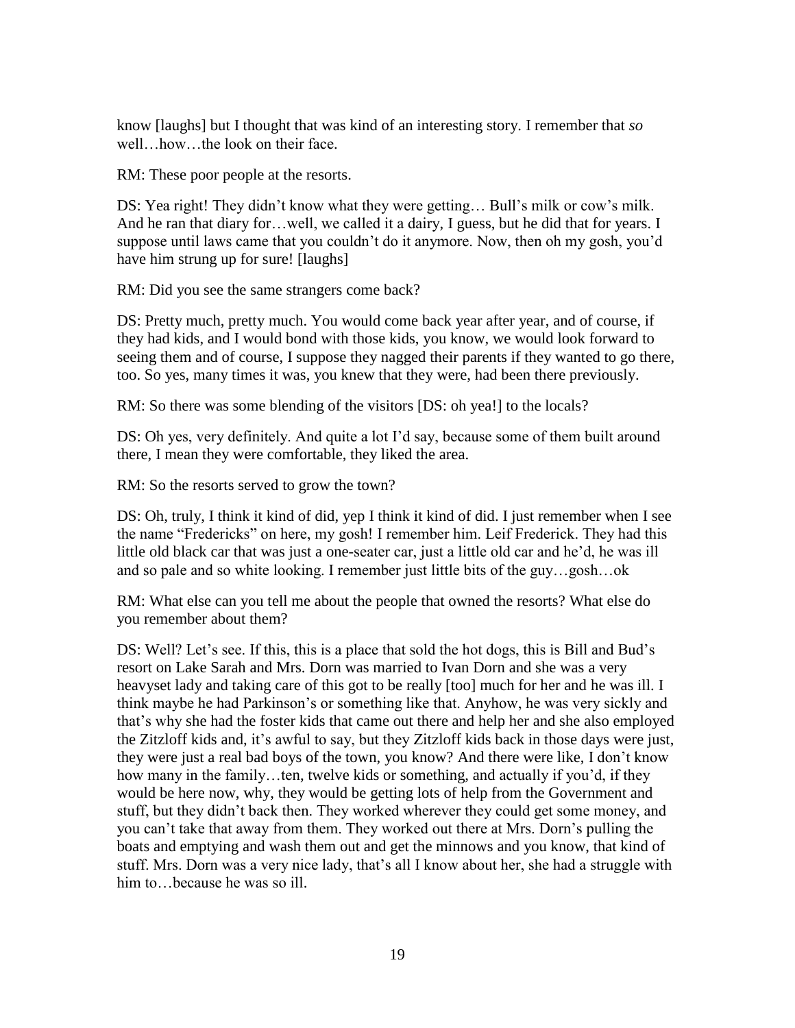know [laughs] but I thought that was kind of an interesting story. I remember that *so* well…how…the look on their face.

RM: These poor people at the resorts.

DS: Yea right! They didn't know what they were getting… Bull's milk or cow's milk. And he ran that diary for…well, we called it a dairy, I guess, but he did that for years. I suppose until laws came that you couldn't do it anymore. Now, then oh my gosh, you'd have him strung up for sure! [laughs]

RM: Did you see the same strangers come back?

DS: Pretty much, pretty much. You would come back year after year, and of course, if they had kids, and I would bond with those kids, you know, we would look forward to seeing them and of course, I suppose they nagged their parents if they wanted to go there, too. So yes, many times it was, you knew that they were, had been there previously.

RM: So there was some blending of the visitors [DS: oh yea!] to the locals?

DS: Oh yes, very definitely. And quite a lot I'd say, because some of them built around there, I mean they were comfortable, they liked the area.

RM: So the resorts served to grow the town?

DS: Oh, truly, I think it kind of did, yep I think it kind of did. I just remember when I see the name "Fredericks" on here, my gosh! I remember him. Leif Frederick. They had this little old black car that was just a one-seater car, just a little old car and he'd, he was ill and so pale and so white looking. I remember just little bits of the guy…gosh…ok

RM: What else can you tell me about the people that owned the resorts? What else do you remember about them?

DS: Well? Let's see. If this, this is a place that sold the hot dogs, this is Bill and Bud's resort on Lake Sarah and Mrs. Dorn was married to Ivan Dorn and she was a very heavyset lady and taking care of this got to be really [too] much for her and he was ill. I think maybe he had Parkinson's or something like that. Anyhow, he was very sickly and that's why she had the foster kids that came out there and help her and she also employed the Zitzloff kids and, it's awful to say, but they Zitzloff kids back in those days were just, they were just a real bad boys of the town, you know? And there were like, I don't know how many in the family…ten, twelve kids or something, and actually if you'd, if they would be here now, why, they would be getting lots of help from the Government and stuff, but they didn't back then. They worked wherever they could get some money, and you can't take that away from them. They worked out there at Mrs. Dorn's pulling the boats and emptying and wash them out and get the minnows and you know, that kind of stuff. Mrs. Dorn was a very nice lady, that's all I know about her, she had a struggle with him to…because he was so ill.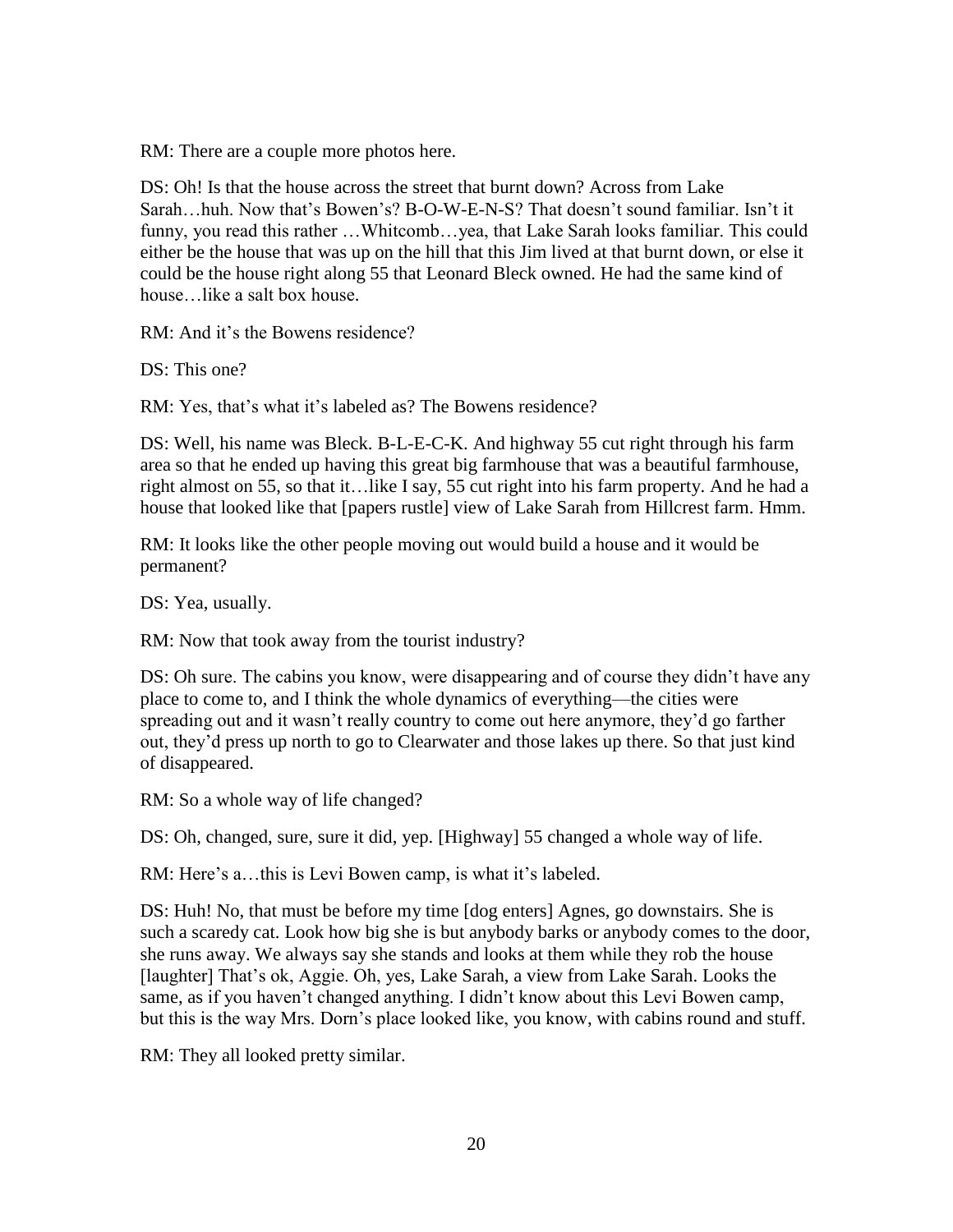RM: There are a couple more photos here.

DS: Oh! Is that the house across the street that burnt down? Across from Lake Sarah…huh. Now that's Bowen's? B-O-W-E-N-S? That doesn't sound familiar. Isn't it funny, you read this rather …Whitcomb…yea, that Lake Sarah looks familiar. This could either be the house that was up on the hill that this Jim lived at that burnt down, or else it could be the house right along 55 that Leonard Bleck owned. He had the same kind of house…like a salt box house.

RM: And it's the Bowens residence?

DS: This one?

RM: Yes, that's what it's labeled as? The Bowens residence?

DS: Well, his name was Bleck. B-L-E-C-K. And highway 55 cut right through his farm area so that he ended up having this great big farmhouse that was a beautiful farmhouse, right almost on 55, so that it…like I say, 55 cut right into his farm property. And he had a house that looked like that [papers rustle] view of Lake Sarah from Hillcrest farm. Hmm.

RM: It looks like the other people moving out would build a house and it would be permanent?

DS: Yea, usually.

RM: Now that took away from the tourist industry?

DS: Oh sure. The cabins you know, were disappearing and of course they didn't have any place to come to, and I think the whole dynamics of everything—the cities were spreading out and it wasn't really country to come out here anymore, they'd go farther out, they'd press up north to go to Clearwater and those lakes up there. So that just kind of disappeared.

RM: So a whole way of life changed?

DS: Oh, changed, sure, sure it did, yep. [Highway] 55 changed a whole way of life.

RM: Here's a…this is Levi Bowen camp, is what it's labeled.

DS: Huh! No, that must be before my time [dog enters] Agnes, go downstairs. She is such a scaredy cat. Look how big she is but anybody barks or anybody comes to the door, she runs away. We always say she stands and looks at them while they rob the house [laughter] That's ok, Aggie. Oh, yes, Lake Sarah, a view from Lake Sarah. Looks the same, as if you haven't changed anything. I didn't know about this Levi Bowen camp, but this is the way Mrs. Dorn's place looked like, you know, with cabins round and stuff.

RM: They all looked pretty similar.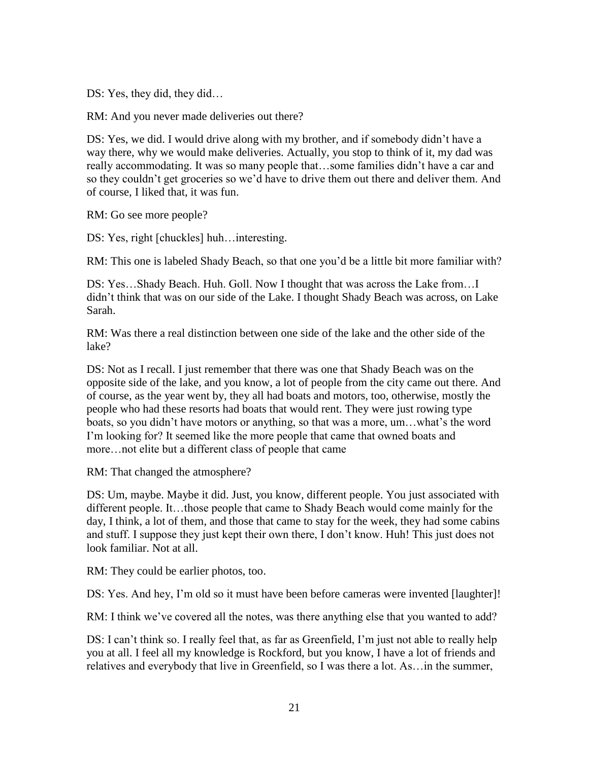DS: Yes, they did, they did…

RM: And you never made deliveries out there?

DS: Yes, we did. I would drive along with my brother, and if somebody didn't have a way there, why we would make deliveries. Actually, you stop to think of it, my dad was really accommodating. It was so many people that…some families didn't have a car and so they couldn't get groceries so we'd have to drive them out there and deliver them. And of course, I liked that, it was fun.

RM: Go see more people?

DS: Yes, right [chuckles] huh…interesting.

RM: This one is labeled Shady Beach, so that one you'd be a little bit more familiar with?

DS: Yes…Shady Beach. Huh. Goll. Now I thought that was across the Lake from…I didn't think that was on our side of the Lake. I thought Shady Beach was across, on Lake Sarah.

RM: Was there a real distinction between one side of the lake and the other side of the lake?

DS: Not as I recall. I just remember that there was one that Shady Beach was on the opposite side of the lake, and you know, a lot of people from the city came out there. And of course, as the year went by, they all had boats and motors, too, otherwise, mostly the people who had these resorts had boats that would rent. They were just rowing type boats, so you didn't have motors or anything, so that was a more, um…what's the word I'm looking for? It seemed like the more people that came that owned boats and more…not elite but a different class of people that came

RM: That changed the atmosphere?

DS: Um, maybe. Maybe it did. Just, you know, different people. You just associated with different people. It…those people that came to Shady Beach would come mainly for the day, I think, a lot of them, and those that came to stay for the week, they had some cabins and stuff. I suppose they just kept their own there, I don't know. Huh! This just does not look familiar. Not at all.

RM: They could be earlier photos, too.

DS: Yes. And hey, I'm old so it must have been before cameras were invented [laughter]!

RM: I think we've covered all the notes, was there anything else that you wanted to add?

DS: I can't think so. I really feel that, as far as Greenfield, I'm just not able to really help you at all. I feel all my knowledge is Rockford, but you know, I have a lot of friends and relatives and everybody that live in Greenfield, so I was there a lot. As…in the summer,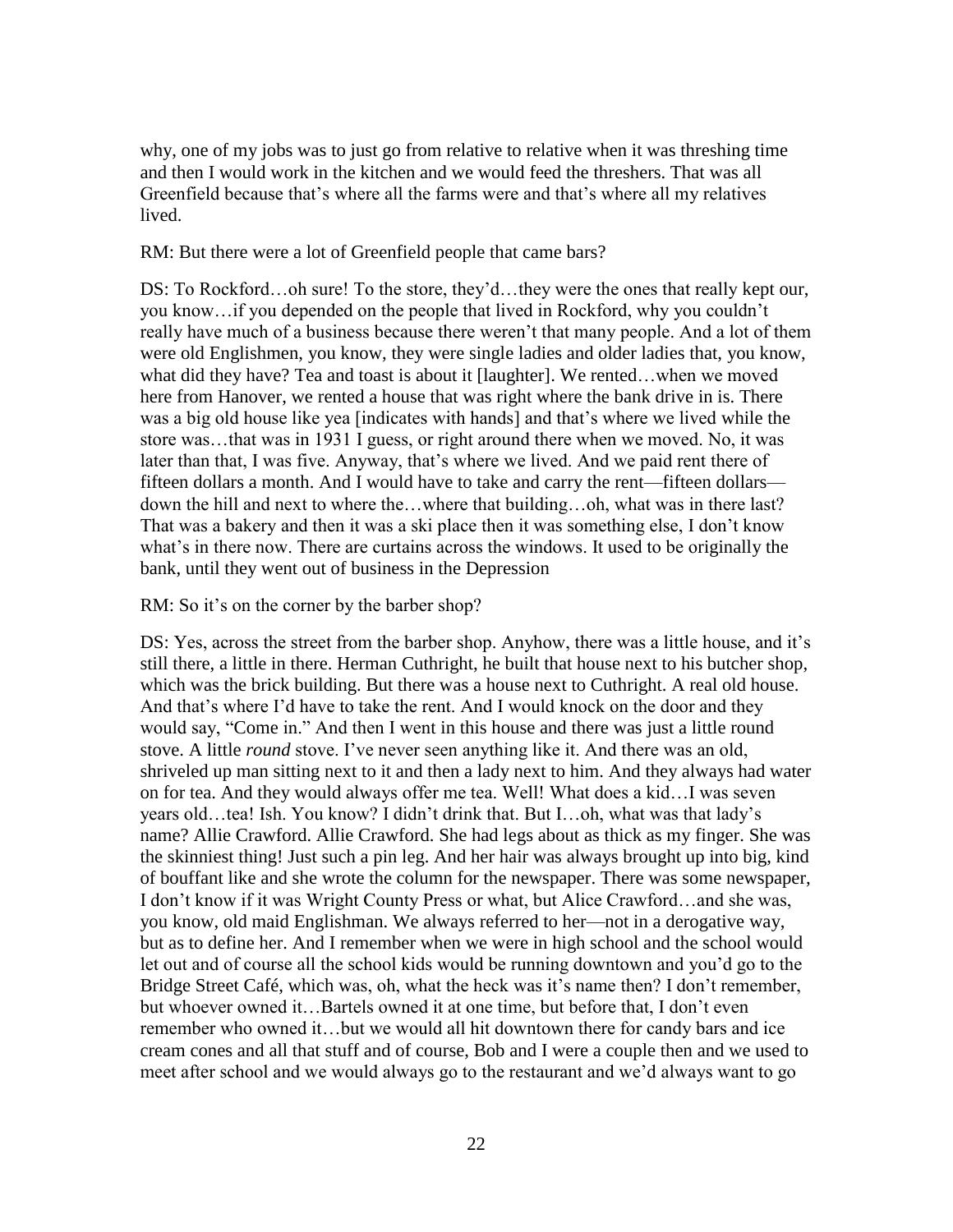why, one of my jobs was to just go from relative to relative when it was threshing time and then I would work in the kitchen and we would feed the threshers. That was all Greenfield because that's where all the farms were and that's where all my relatives lived.

RM: But there were a lot of Greenfield people that came bars?

DS: To Rockford…oh sure! To the store, they'd…they were the ones that really kept our, you know…if you depended on the people that lived in Rockford, why you couldn't really have much of a business because there weren't that many people. And a lot of them were old Englishmen, you know, they were single ladies and older ladies that, you know, what did they have? Tea and toast is about it [laughter]. We rented…when we moved here from Hanover, we rented a house that was right where the bank drive in is. There was a big old house like yea [indicates with hands] and that's where we lived while the store was…that was in 1931 I guess, or right around there when we moved. No, it was later than that, I was five. Anyway, that's where we lived. And we paid rent there of fifteen dollars a month. And I would have to take and carry the rent—fifteen dollars—down the hill and next to where the…where that building…oh, what was in there last? That was a bakery and then it was a ski place then it was something else, I don't know what's in there now. There are curtains across the windows. It used to be originally the bank, until they went out of business in the Depression

RM: So it's on the corner by the barber shop?

DS: Yes, across the street from the barber shop. Anyhow, there was a little house, and it's still there, a little in there. Herman Cuthright, he built that house next to his butcher shop, which was the brick building. But there was a house next to Cuthright. A real old house. And that's where I'd have to take the rent. And I would knock on the door and they would say, "Come in." And then I went in this house and there was just a little round stove. A little *round* stove. I've never seen anything like it. And there was an old, shriveled up man sitting next to it and then a lady next to him. And they always had water on for tea. And they would always offer me tea. Well! What does a kid…I was seven years old…tea! Ish. You know? I didn't drink that. But I…oh, what was that lady's name? Allie Crawford. Allie Crawford. She had legs about as thick as my finger. She was the skinniest thing! Just such a pin leg. And her hair was always brought up into big, kind of bouffant like and she wrote the column for the newspaper. There was some newspaper, I don't know if it was Wright County Press or what, but Alice Crawford…and she was, you know, old maid Englishman. We always referred to her—not in a derogative way, but as to define her. And I remember when we were in high school and the school would let out and of course all the school kids would be running downtown and you'd go to the Bridge Street Café, which was, oh, what the heck was it's name then? I don't remember, but whoever owned it…Bartels owned it at one time, but before that, I don't even remember who owned it…but we would all hit downtown there for candy bars and ice cream cones and all that stuff and of course, Bob and I were a couple then and we used to meet after school and we would always go to the restaurant and we'd always want to go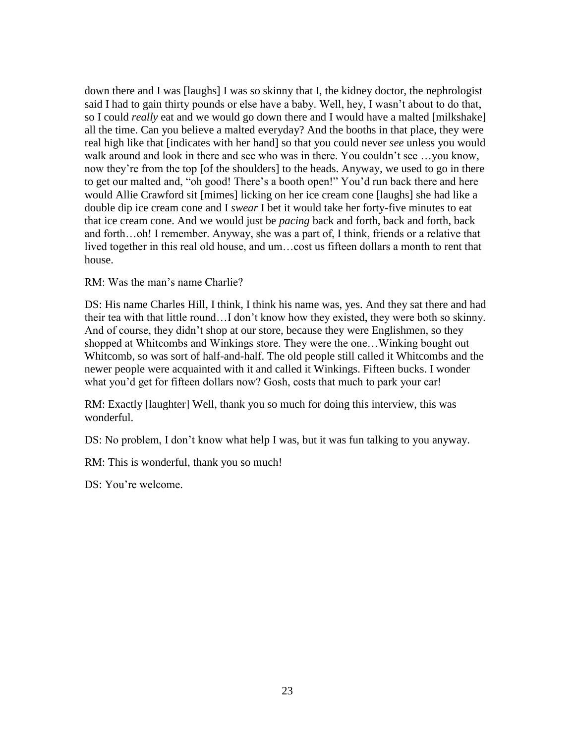down there and I was [laughs] I was so skinny that I, the kidney doctor, the nephrologist said I had to gain thirty pounds or else have a baby. Well, hey, I wasn't about to do that, so I could *really* eat and we would go down there and I would have a malted [milkshake] all the time. Can you believe a malted everyday? And the booths in that place, they were real high like that [indicates with her hand] so that you could never *see* unless you would walk around and look in there and see who was in there. You couldn't see …you know, now they're from the top [of the shoulders] to the heads. Anyway, we used to go in there to get our malted and, "oh good! There's a booth open!" You'd run back there and here would Allie Crawford sit [mimes] licking on her ice cream cone [laughs] she had like a double dip ice cream cone and I *swear* I bet it would take her forty-five minutes to eat that ice cream cone. And we would just be *pacing* back and forth, back and forth, back and forth…oh! I remember. Anyway, she was a part of, I think, friends or a relative that lived together in this real old house, and um…cost us fifteen dollars a month to rent that house.

RM: Was the man's name Charlie?

DS: His name Charles Hill, I think, I think his name was, yes. And they sat there and had their tea with that little round…I don't know how they existed, they were both so skinny. And of course, they didn't shop at our store, because they were Englishmen, so they shopped at Whitcombs and Winkings store. They were the one…Winking bought out Whitcomb, so was sort of half-and-half. The old people still called it Whitcombs and the newer people were acquainted with it and called it Winkings. Fifteen bucks. I wonder what you'd get for fifteen dollars now? Gosh, costs that much to park your car!

RM: Exactly [laughter] Well, thank you so much for doing this interview, this was wonderful.

DS: No problem, I don't know what help I was, but it was fun talking to you anyway.

RM: This is wonderful, thank you so much!

DS: You're welcome.